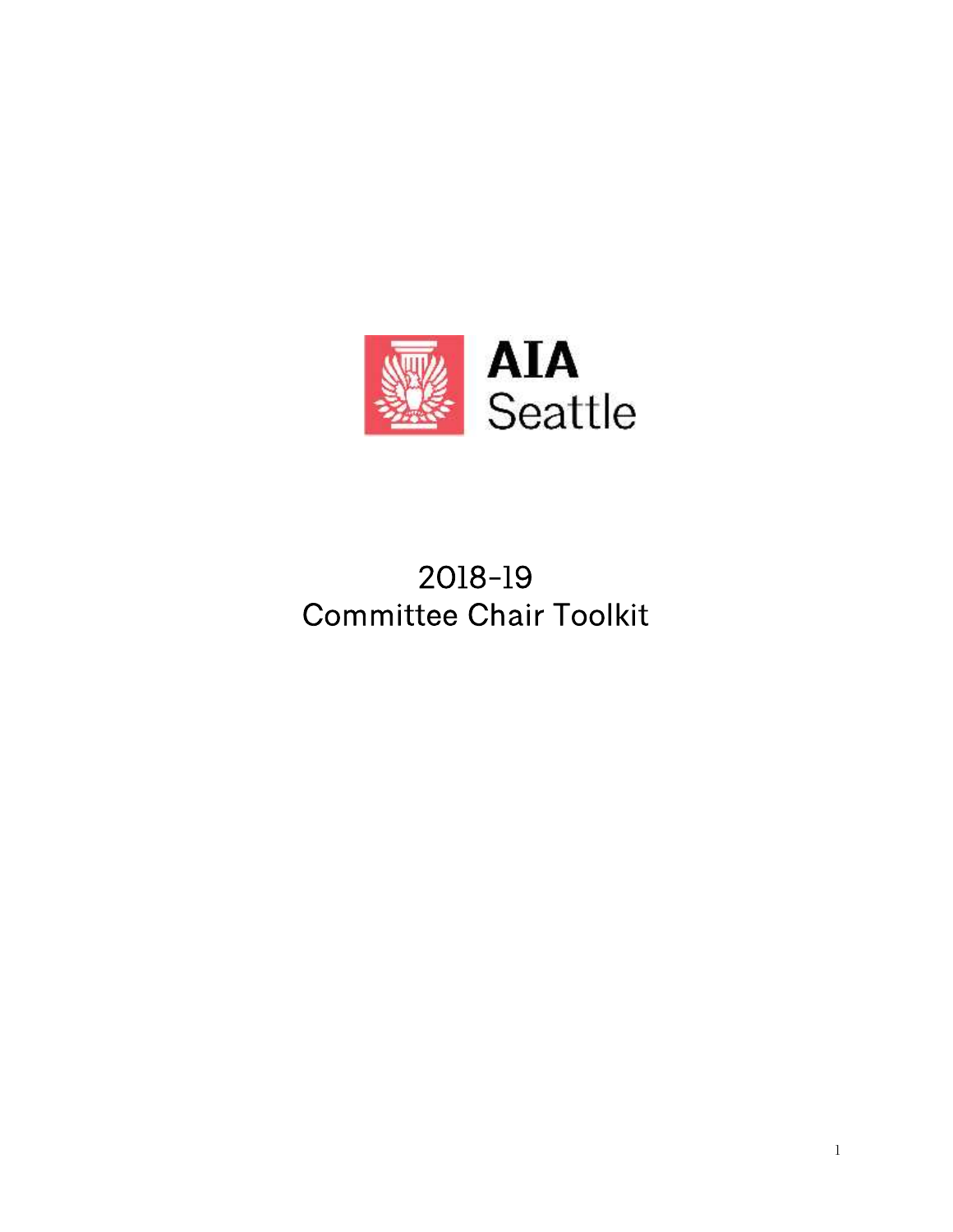AIA
Seattle

# 2018-19 Committee Chair Toolkit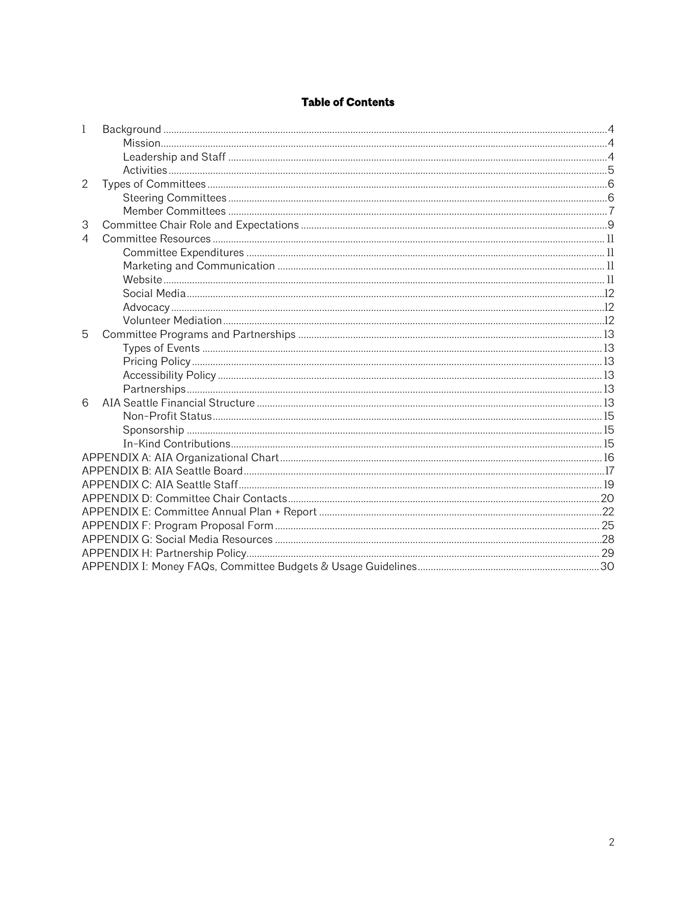# Table of Contents

1 Background ..... 4
  - Mission ..... 4
  - Leadership and Staff ..... 4
  - Activities ..... 5

2 Types of Committees ..... 6
  - Steering Committees ..... 6
  - Member Committees ..... 7

3 Committee Chair Role and Expectations ..... 9

4 Committee Resources ..... 11
  - Committee Expenditures ..... 11
  - Marketing and Communication ..... 11
  - Website ..... 11
  - Social Media ..... 12
  - Advocacy ..... 12
  - Volunteer Mediation ..... 12

5 Committee Programs and Partnerships ..... 13
  - Types of Events ..... 13
  - Pricing Policy ..... 13
  - Accessibility Policy ..... 13
  - Partnerships ..... 13

6 AIA Seattle Financial Structure ..... 13
  - Non-Profit Status ..... 15
  - Sponsorship ..... 15
  - In-Kind Contributions ..... 15

APPENDIX A: AIA Organizational Chart ..... 16

APPENDIX B: AIA Seattle Board ..... 17

APPENDIX C: AIA Seattle Staff ..... 19

APPENDIX D: Committee Chair Contacts ..... 20

APPENDIX E: Committee Annual Plan + Report ..... 22

APPENDIX F: Program Proposal Form ..... 25

APPENDIX G: Social Media Resources ..... 28

APPENDIX H: Partnership Policy ..... 29

APPENDIX I: Money FAQs, Committee Budgets & Usage Guidelines ..... 30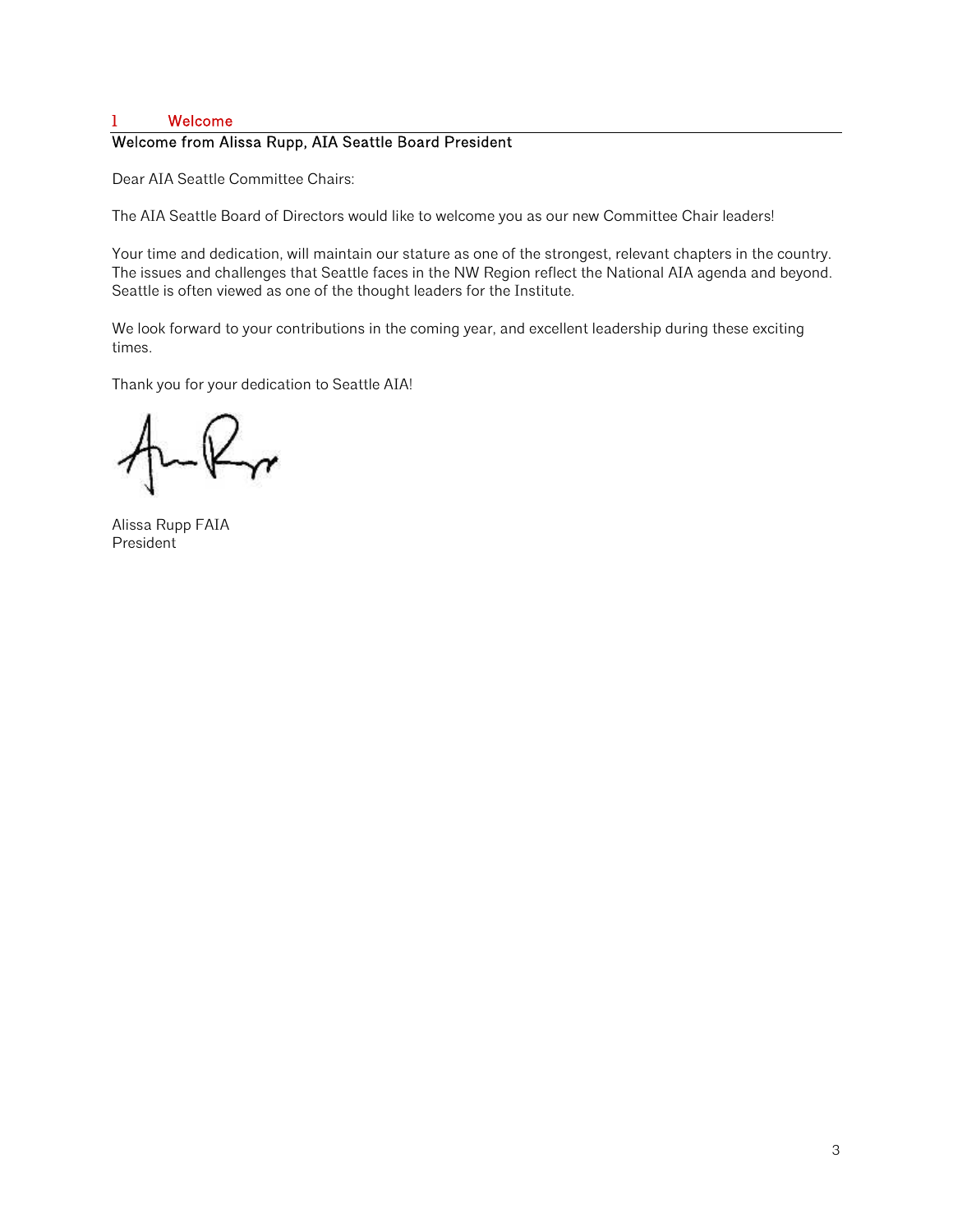# 1 Welcome

## Welcome from Alissa Rupp, AIA Seattle Board President

Dear AIA Seattle Committee Chairs:

The AIA Seattle Board of Directors would like to welcome you as our new Committee Chair leaders!

Your time and dedication, will maintain our stature as one of the strongest, relevant chapters in the country. The issues and challenges that Seattle faces in the NW Region reflect the National AIA agenda and beyond. Seattle is often viewed as one of the thought leaders for the Institute.

We look forward to your contributions in the coming year, and excellent leadership during these exciting times.

Thank you for your dedication to Seattle AIA!

Alissa Rupp FAIA
President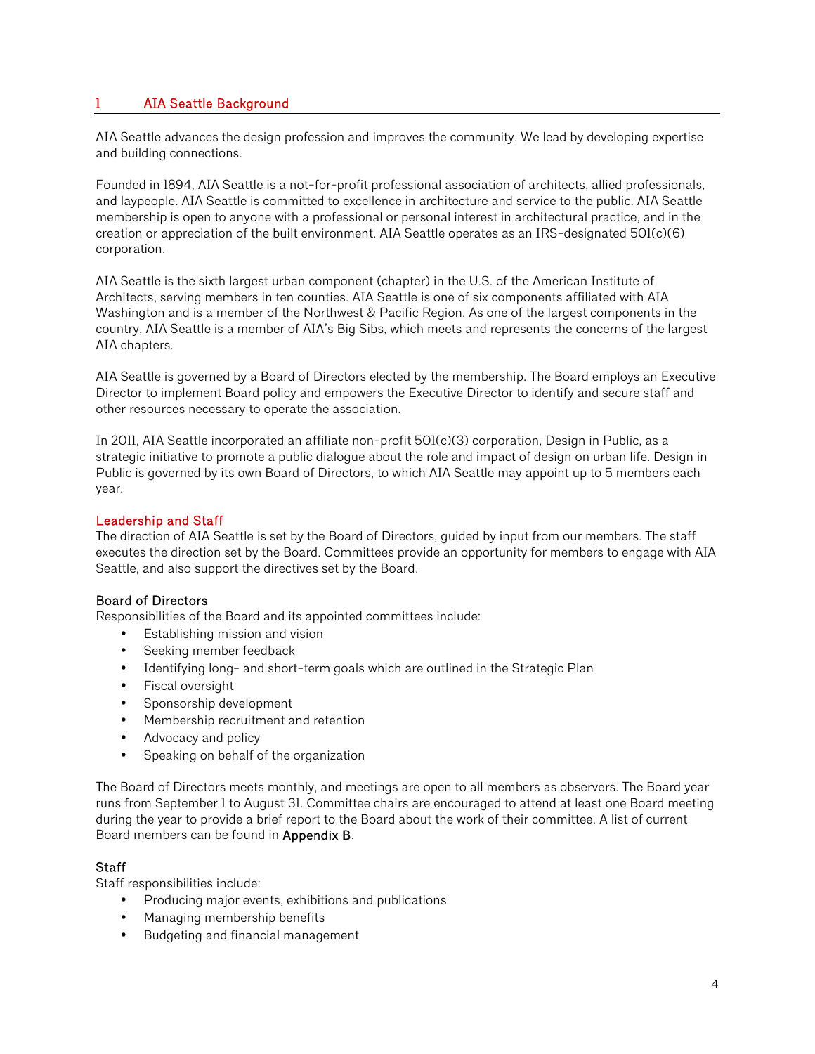# 1 AIA Seattle Background

AIA Seattle advances the design profession and improves the community. We lead by developing expertise and building connections.

Founded in 1894, AIA Seattle is a not-for-profit professional association of architects, allied professionals, and laypeople. AIA Seattle is committed to excellence in architecture and service to the public. AIA Seattle membership is open to anyone with a professional or personal interest in architectural practice, and in the creation or appreciation of the built environment. AIA Seattle operates as an IRS-designated 501(c)(6) corporation.

AIA Seattle is the sixth largest urban component (chapter) in the U.S. of the American Institute of Architects, serving members in ten counties. AIA Seattle is one of six components affiliated with AIA Washington and is a member of the Northwest & Pacific Region. As one of the largest components in the country, AIA Seattle is a member of AIA's Big Sibs, which meets and represents the concerns of the largest AIA chapters.

AIA Seattle is governed by a Board of Directors elected by the membership. The Board employs an Executive Director to implement Board policy and empowers the Executive Director to identify and secure staff and other resources necessary to operate the association.

In 2011, AIA Seattle incorporated an affiliate non-profit 501(c)(3) corporation, Design in Public, as a strategic initiative to promote a public dialogue about the role and impact of design on urban life. Design in Public is governed by its own Board of Directors, to which AIA Seattle may appoint up to 5 members each year.

## Leadership and Staff

The direction of AIA Seattle is set by the Board of Directors, guided by input from our members. The staff executes the direction set by the Board. Committees provide an opportunity for members to engage with AIA Seattle, and also support the directives set by the Board.

### Board of Directors

Responsibilities of the Board and its appointed committees include:

- Establishing mission and vision
- Seeking member feedback
- Identifying long- and short-term goals which are outlined in the Strategic Plan
- Fiscal oversight
- Sponsorship development
- Membership recruitment and retention
- Advocacy and policy
- Speaking on behalf of the organization

The Board of Directors meets monthly, and meetings are open to all members as observers. The Board year runs from September 1 to August 31. Committee chairs are encouraged to attend at least one Board meeting during the year to provide a brief report to the Board about the work of their committee. A list of current Board members can be found in **Appendix B**.

### Staff

Staff responsibilities include:

- Producing major events, exhibitions and publications
- Managing membership benefits
- Budgeting and financial management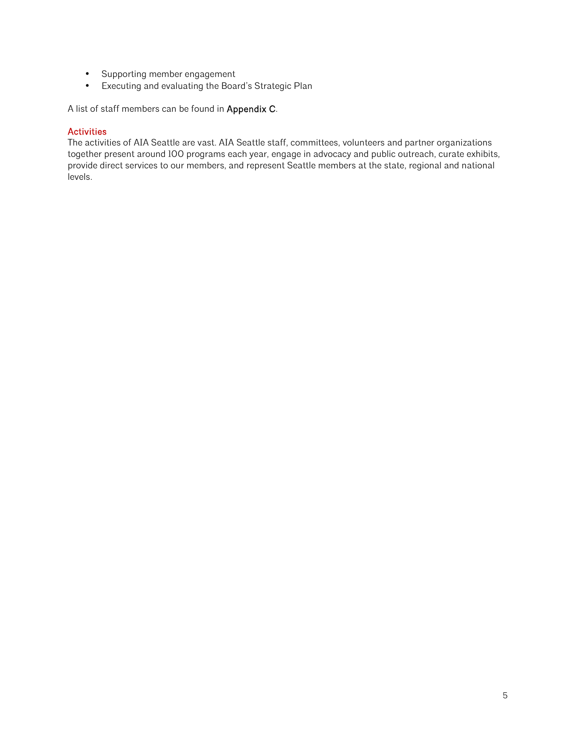- Supporting member engagement
- Executing and evaluating the Board's Strategic Plan

A list of staff members can be found in **Appendix C**.

## Activities

The activities of AIA Seattle are vast. AIA Seattle staff, committees, volunteers and partner organizations together present around 100 programs each year, engage in advocacy and public outreach, curate exhibits, provide direct services to our members, and represent Seattle members at the state, regional and national levels.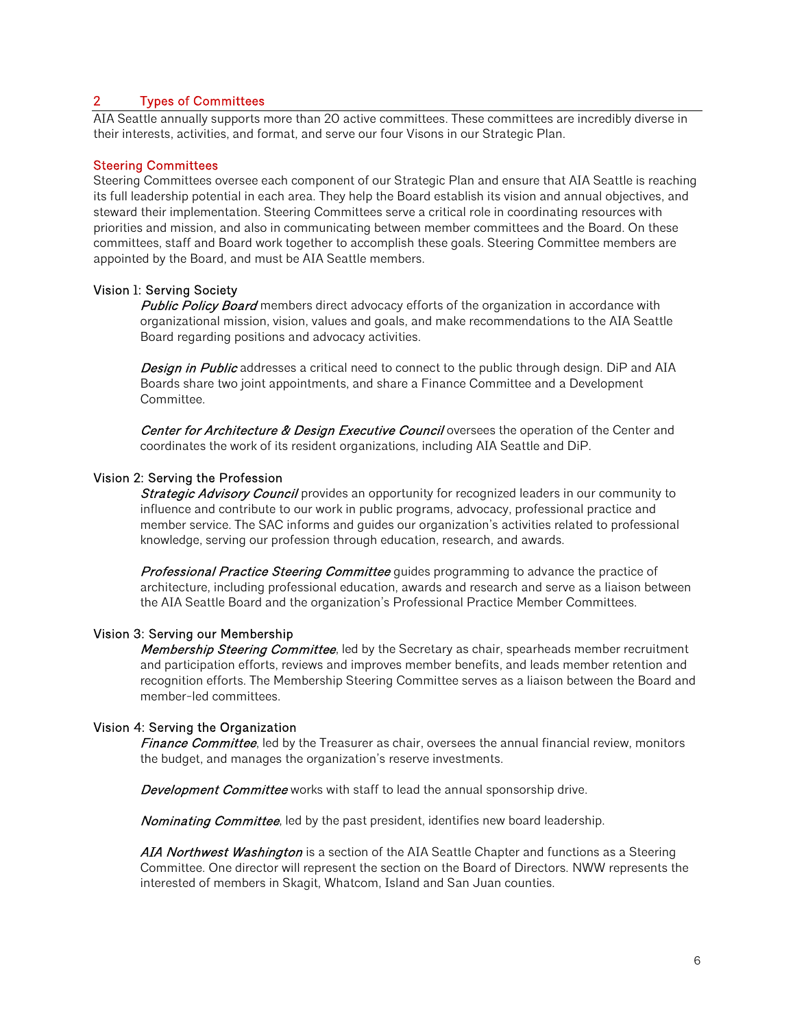## 2 Types of Committees

AIA Seattle annually supports more than 20 active committees. These committees are incredibly diverse in their interests, activities, and format, and serve our four Visons in our Strategic Plan.

### Steering Committees

Steering Committees oversee each component of our Strategic Plan and ensure that AIA Seattle is reaching its full leadership potential in each area. They help the Board establish its vision and annual objectives, and steward their implementation. Steering Committees serve a critical role in coordinating resources with priorities and mission, and also in communicating between member committees and the Board. On these committees, staff and Board work together to accomplish these goals. Steering Committee members are appointed by the Board, and must be AIA Seattle members.

#### Vision 1: Serving Society

*Public Policy Board* members direct advocacy efforts of the organization in accordance with organizational mission, vision, values and goals, and make recommendations to the AIA Seattle Board regarding positions and advocacy activities.

*Design in Public* addresses a critical need to connect to the public through design. DiP and AIA Boards share two joint appointments, and share a Finance Committee and a Development Committee.

*Center for Architecture & Design Executive Council* oversees the operation of the Center and coordinates the work of its resident organizations, including AIA Seattle and DiP.

#### Vision 2: Serving the Profession

*Strategic Advisory Council* provides an opportunity for recognized leaders in our community to influence and contribute to our work in public programs, advocacy, professional practice and member service. The SAC informs and guides our organization's activities related to professional knowledge, serving our profession through education, research, and awards.

*Professional Practice Steering Committee* guides programming to advance the practice of architecture, including professional education, awards and research and serve as a liaison between the AIA Seattle Board and the organization's Professional Practice Member Committees.

#### Vision 3: Serving our Membership

*Membership Steering Committee*, led by the Secretary as chair, spearheads member recruitment and participation efforts, reviews and improves member benefits, and leads member retention and recognition efforts. The Membership Steering Committee serves as a liaison between the Board and member-led committees.

#### Vision 4: Serving the Organization

*Finance Committee*, led by the Treasurer as chair, oversees the annual financial review, monitors the budget, and manages the organization's reserve investments.

*Development Committee* works with staff to lead the annual sponsorship drive.

*Nominating Committee*, led by the past president, identifies new board leadership.

*AIA Northwest Washington* is a section of the AIA Seattle Chapter and functions as a Steering Committee. One director will represent the section on the Board of Directors. NWW represents the interested of members in Skagit, Whatcom, Island and San Juan counties.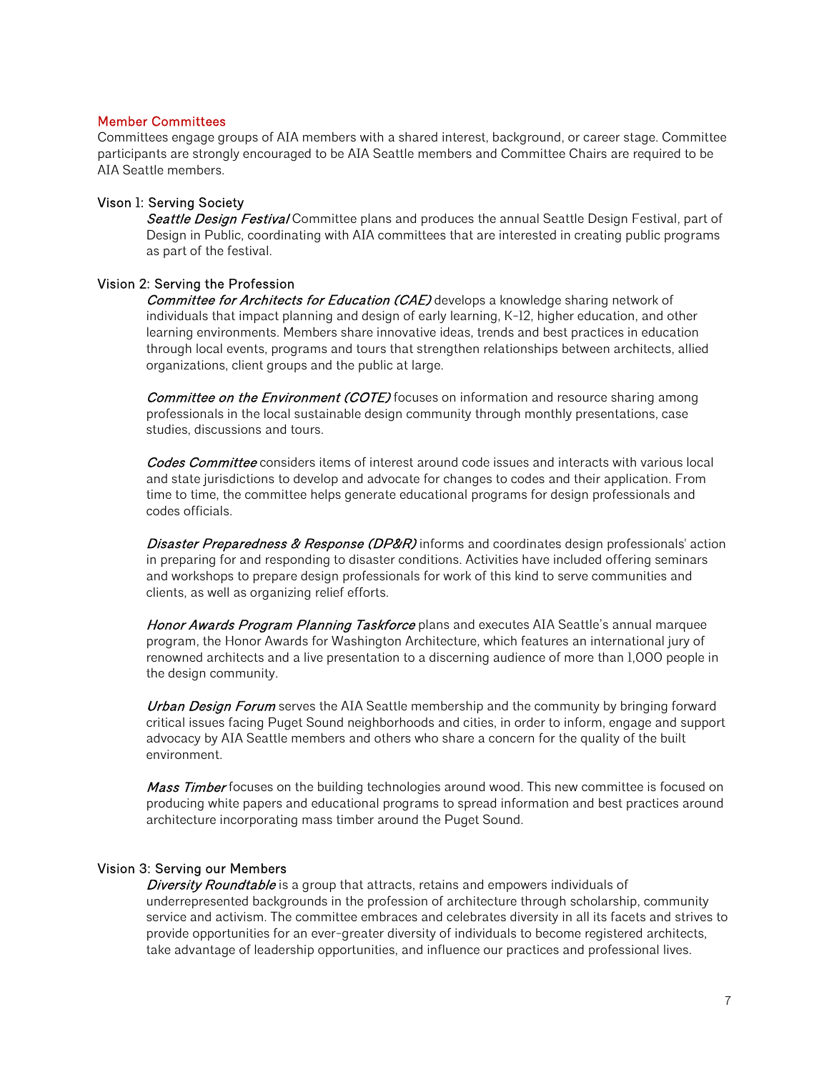## Member Committees

Committees engage groups of AIA members with a shared interest, background, or career stage. Committee participants are strongly encouraged to be AIA Seattle members and Committee Chairs are required to be AIA Seattle members.

### Vison 1: Serving Society

***Seattle Design Festival*** Committee plans and produces the annual Seattle Design Festival, part of Design in Public, coordinating with AIA committees that are interested in creating public programs as part of the festival.

### Vision 2: Serving the Profession

***Committee for Architects for Education (CAE)*** develops a knowledge sharing network of individuals that impact planning and design of early learning, K-12, higher education, and other learning environments. Members share innovative ideas, trends and best practices in education through local events, programs and tours that strengthen relationships between architects, allied organizations, client groups and the public at large.

***Committee on the Environment (COTE)*** focuses on information and resource sharing among professionals in the local sustainable design community through monthly presentations, case studies, discussions and tours.

***Codes Committee*** considers items of interest around code issues and interacts with various local and state jurisdictions to develop and advocate for changes to codes and their application. From time to time, the committee helps generate educational programs for design professionals and codes officials.

***Disaster Preparedness & Response (DP&R)*** informs and coordinates design professionals' action in preparing for and responding to disaster conditions. Activities have included offering seminars and workshops to prepare design professionals for work of this kind to serve communities and clients, as well as organizing relief efforts.

***Honor Awards Program Planning Taskforce*** plans and executes AIA Seattle's annual marquee program, the Honor Awards for Washington Architecture, which features an international jury of renowned architects and a live presentation to a discerning audience of more than 1,000 people in the design community.

***Urban Design Forum*** serves the AIA Seattle membership and the community by bringing forward critical issues facing Puget Sound neighborhoods and cities, in order to inform, engage and support advocacy by AIA Seattle members and others who share a concern for the quality of the built environment.

***Mass Timber*** focuses on the building technologies around wood. This new committee is focused on producing white papers and educational programs to spread information and best practices around architecture incorporating mass timber around the Puget Sound.

### Vision 3: Serving our Members

***Diversity Roundtable*** is a group that attracts, retains and empowers individuals of underrepresented backgrounds in the profession of architecture through scholarship, community service and activism. The committee embraces and celebrates diversity in all its facets and strives to provide opportunities for an ever-greater diversity of individuals to become registered architects, take advantage of leadership opportunities, and influence our practices and professional lives.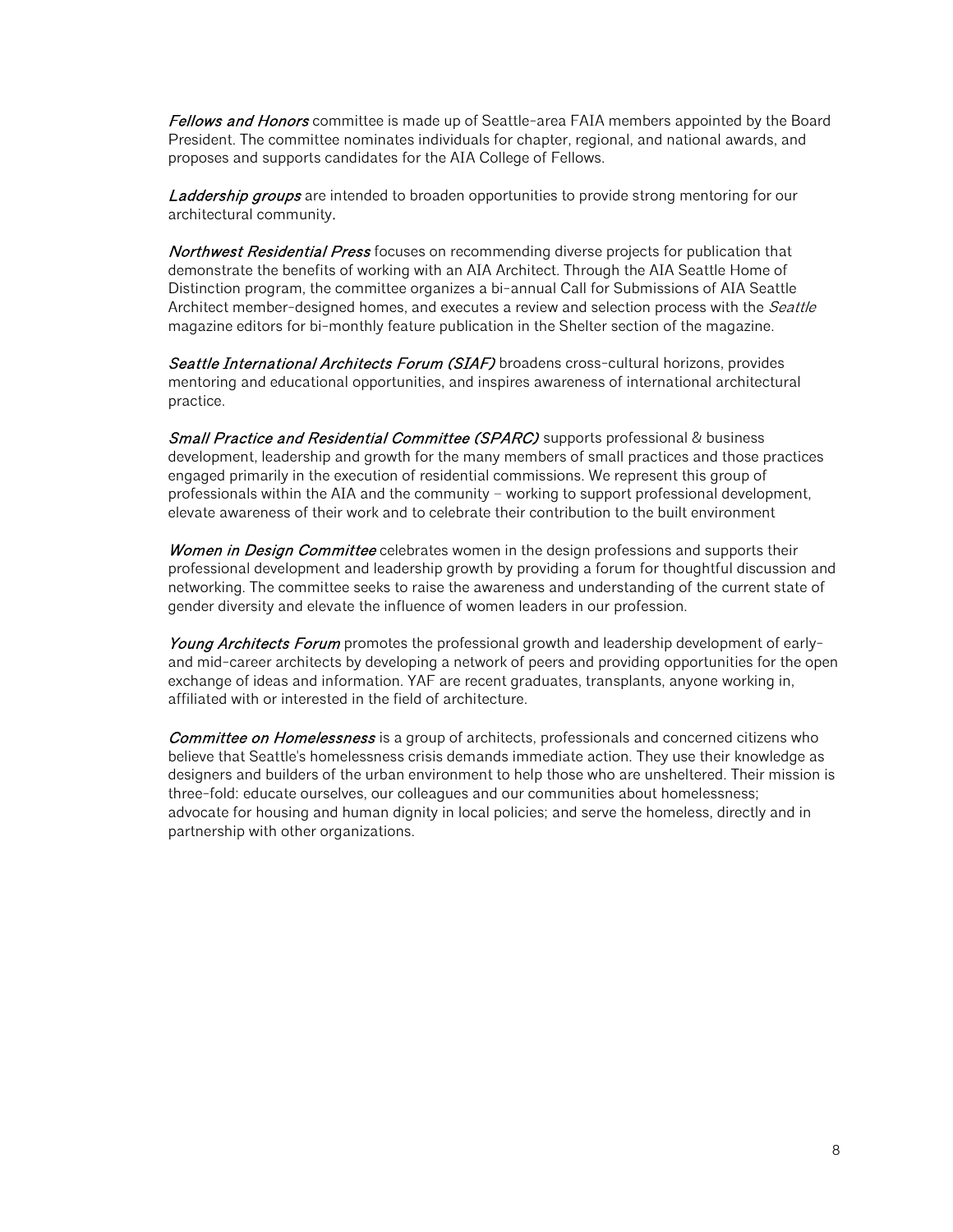***Fellows and Honors*** committee is made up of Seattle-area FAIA members appointed by the Board President. The committee nominates individuals for chapter, regional, and national awards, and proposes and supports candidates for the AIA College of Fellows.

***Laddership groups*** are intended to broaden opportunities to provide strong mentoring for our architectural community.

***Northwest Residential Press*** focuses on recommending diverse projects for publication that demonstrate the benefits of working with an AIA Architect. Through the AIA Seattle Home of Distinction program, the committee organizes a bi-annual Call for Submissions of AIA Seattle Architect member-designed homes, and executes a review and selection process with the *Seattle* magazine editors for bi-monthly feature publication in the Shelter section of the magazine.

***Seattle International Architects Forum (SIAF)*** broadens cross-cultural horizons, provides mentoring and educational opportunities, and inspires awareness of international architectural practice.

***Small Practice and Residential Committee (SPARC)*** supports professional & business development, leadership and growth for the many members of small practices and those practices engaged primarily in the execution of residential commissions. We represent this group of professionals within the AIA and the community – working to support professional development, elevate awareness of their work and to celebrate their contribution to the built environment

***Women in Design Committee*** celebrates women in the design professions and supports their professional development and leadership growth by providing a forum for thoughtful discussion and networking. The committee seeks to raise the awareness and understanding of the current state of gender diversity and elevate the influence of women leaders in our profession.

***Young Architects Forum*** promotes the professional growth and leadership development of early- and mid-career architects by developing a network of peers and providing opportunities for the open exchange of ideas and information. YAF are recent graduates, transplants, anyone working in, affiliated with or interested in the field of architecture.

***Committee on Homelessness*** is a group of architects, professionals and concerned citizens who believe that Seattle's homelessness crisis demands immediate action. They use their knowledge as designers and builders of the urban environment to help those who are unsheltered. Their mission is three-fold: educate ourselves, our colleagues and our communities about homelessness; advocate for housing and human dignity in local policies; and serve the homeless, directly and in partnership with other organizations.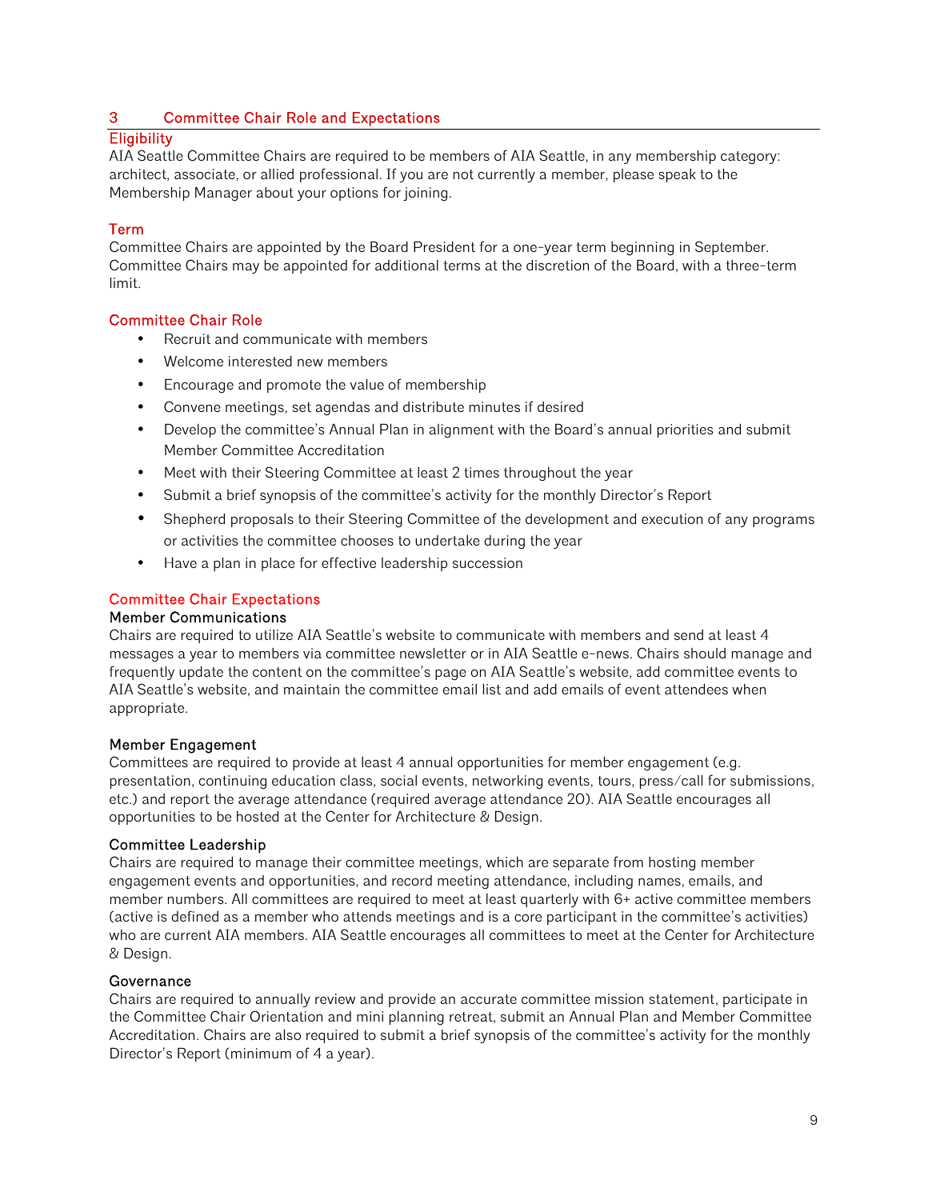## 3 Committee Chair Role and Expectations

### Eligibility

AIA Seattle Committee Chairs are required to be members of AIA Seattle, in any membership category: architect, associate, or allied professional. If you are not currently a member, please speak to the Membership Manager about your options for joining.

### Term

Committee Chairs are appointed by the Board President for a one-year term beginning in September. Committee Chairs may be appointed for additional terms at the discretion of the Board, with a three-term limit.

### Committee Chair Role

- Recruit and communicate with members
- Welcome interested new members
- Encourage and promote the value of membership
- Convene meetings, set agendas and distribute minutes if desired
- Develop the committee's Annual Plan in alignment with the Board's annual priorities and submit Member Committee Accreditation
- Meet with their Steering Committee at least 2 times throughout the year
- Submit a brief synopsis of the committee's activity for the monthly Director's Report
- Shepherd proposals to their Steering Committee of the development and execution of any programs or activities the committee chooses to undertake during the year
- Have a plan in place for effective leadership succession

### Committee Chair Expectations

#### Member Communications

Chairs are required to utilize AIA Seattle's website to communicate with members and send at least 4 messages a year to members via committee newsletter or in AIA Seattle e-news. Chairs should manage and frequently update the content on the committee's page on AIA Seattle's website, add committee events to AIA Seattle's website, and maintain the committee email list and add emails of event attendees when appropriate.

#### Member Engagement

Committees are required to provide at least 4 annual opportunities for member engagement (e.g. presentation, continuing education class, social events, networking events, tours, press/call for submissions, etc.) and report the average attendance (required average attendance 20). AIA Seattle encourages all opportunities to be hosted at the Center for Architecture & Design.

#### Committee Leadership

Chairs are required to manage their committee meetings, which are separate from hosting member engagement events and opportunities, and record meeting attendance, including names, emails, and member numbers. All committees are required to meet at least quarterly with 6+ active committee members (active is defined as a member who attends meetings and is a core participant in the committee's activities) who are current AIA members. AIA Seattle encourages all committees to meet at the Center for Architecture & Design.

#### Governance

Chairs are required to annually review and provide an accurate committee mission statement, participate in the Committee Chair Orientation and mini planning retreat, submit an Annual Plan and Member Committee Accreditation. Chairs are also required to submit a brief synopsis of the committee's activity for the monthly Director's Report (minimum of 4 a year).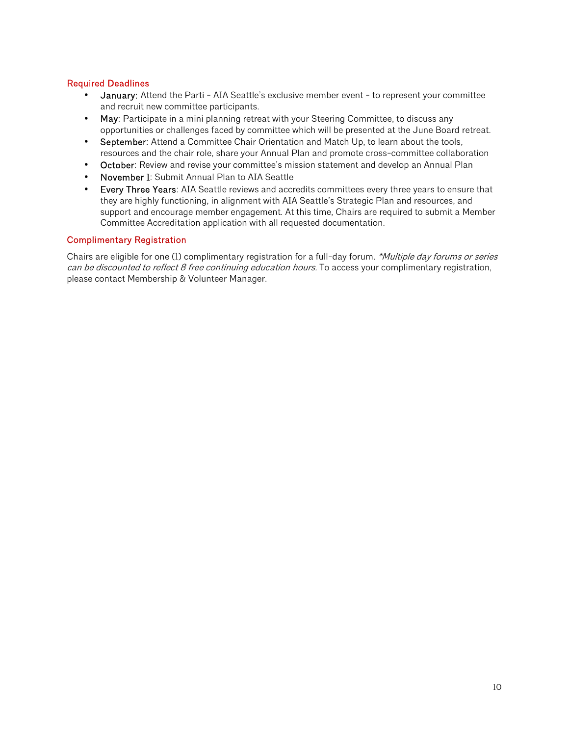### Required Deadlines

- **January**: Attend the Parti – AIA Seattle's exclusive member event – to represent your committee and recruit new committee participants.
- **May**: Participate in a mini planning retreat with your Steering Committee, to discuss any opportunities or challenges faced by committee which will be presented at the June Board retreat.
- **September**: Attend a Committee Chair Orientation and Match Up, to learn about the tools, resources and the chair role, share your Annual Plan and promote cross-committee collaboration
- **October**: Review and revise your committee's mission statement and develop an Annual Plan
- **November 1**: Submit Annual Plan to AIA Seattle
- **Every Three Years**: AIA Seattle reviews and accredits committees every three years to ensure that they are highly functioning, in alignment with AIA Seattle's Strategic Plan and resources, and support and encourage member engagement. At this time, Chairs are required to submit a Member Committee Accreditation application with all requested documentation.

### Complimentary Registration

Chairs are eligible for one (1) complimentary registration for a full-day forum. *\*Multiple day forums or series can be discounted to reflect 8 free continuing education hours.* To access your complimentary registration, please contact Membership & Volunteer Manager.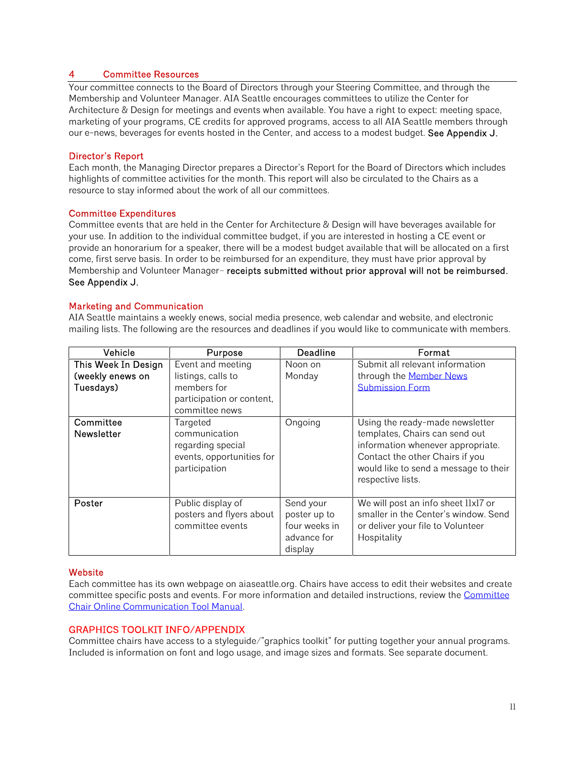## 4 Committee Resources

Your committee connects to the Board of Directors through your Steering Committee, and through the Membership and Volunteer Manager. AIA Seattle encourages committees to utilize the Center for Architecture & Design for meetings and events when available. You have a right to expect: meeting space, marketing of your programs, CE credits for approved programs, access to all AIA Seattle members through our e-news, beverages for events hosted in the Center, and access to a modest budget. **See Appendix J.**

### Director's Report

Each month, the Managing Director prepares a Director's Report for the Board of Directors which includes highlights of committee activities for the month. This report will also be circulated to the Chairs as a resource to stay informed about the work of all our committees.

### Committee Expenditures

Committee events that are held in the Center for Architecture & Design will have beverages available for your use. In addition to the individual committee budget, if you are interested in hosting a CE event or provide an honorarium for a speaker, there will be a modest budget available that will be allocated on a first come, first serve basis. In order to be reimbursed for an expenditure, they must have prior approval by Membership and Volunteer Manager– **receipts submitted without prior approval will not be reimbursed. See Appendix J.**

### Marketing and Communication

AIA Seattle maintains a weekly enews, social media presence, web calendar and website, and electronic mailing lists. The following are the resources and deadlines if you would like to communicate with members.

| Vehicle | Purpose | Deadline | Format |
|---|---|---|---|
| This Week In Design (weekly enews on Tuesdays) | Event and meeting listings, calls to members for participation or content, committee news | Noon on Monday | Submit all relevant information through the Member News Submission Form |
| Committee Newsletter | Targeted communication regarding special events, opportunities for participation | Ongoing | Using the ready-made newsletter templates, Chairs can send out information whenever appropriate. Contact the other Chairs if you would like to send a message to their respective lists. |
| Poster | Public display of posters and flyers about committee events | Send your poster up to four weeks in advance for display | We will post an info sheet 11x17 or smaller in the Center's window. Send or deliver your file to Volunteer Hospitality |

### Website

Each committee has its own webpage on aiaseattle.org. Chairs have access to edit their websites and create committee specific posts and events. For more information and detailed instructions, review the Committee Chair Online Communication Tool Manual.

### GRAPHICS TOOLKIT INFO/APPENDIX

Committee chairs have access to a styleguide/"graphics toolkit" for putting together your annual programs. Included is information on font and logo usage, and image sizes and formats. See separate document.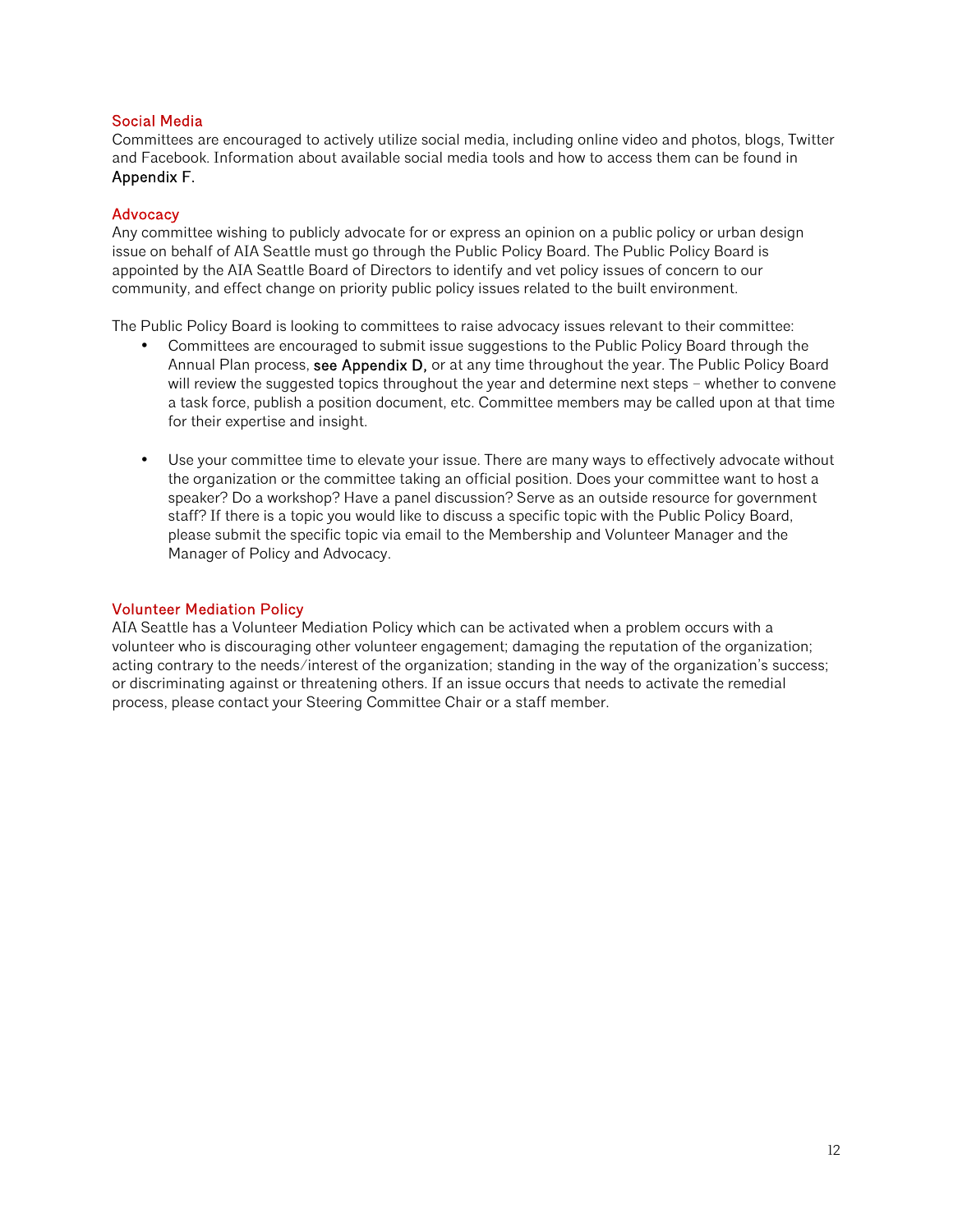## Social Media

Committees are encouraged to actively utilize social media, including online video and photos, blogs, Twitter and Facebook. Information about available social media tools and how to access them can be found in Appendix F.

## Advocacy

Any committee wishing to publicly advocate for or express an opinion on a public policy or urban design issue on behalf of AIA Seattle must go through the Public Policy Board. The Public Policy Board is appointed by the AIA Seattle Board of Directors to identify and vet policy issues of concern to our community, and effect change on priority public policy issues related to the built environment.

The Public Policy Board is looking to committees to raise advocacy issues relevant to their committee:

- Committees are encouraged to submit issue suggestions to the Public Policy Board through the Annual Plan process, see Appendix D, or at any time throughout the year. The Public Policy Board will review the suggested topics throughout the year and determine next steps – whether to convene a task force, publish a position document, etc. Committee members may be called upon at that time for their expertise and insight.

- Use your committee time to elevate your issue. There are many ways to effectively advocate without the organization or the committee taking an official position. Does your committee want to host a speaker? Do a workshop? Have a panel discussion? Serve as an outside resource for government staff? If there is a topic you would like to discuss a specific topic with the Public Policy Board, please submit the specific topic via email to the Membership and Volunteer Manager and the Manager of Policy and Advocacy.

## Volunteer Mediation Policy

AIA Seattle has a Volunteer Mediation Policy which can be activated when a problem occurs with a volunteer who is discouraging other volunteer engagement; damaging the reputation of the organization; acting contrary to the needs/interest of the organization; standing in the way of the organization's success; or discriminating against or threatening others. If an issue occurs that needs to activate the remedial process, please contact your Steering Committee Chair or a staff member.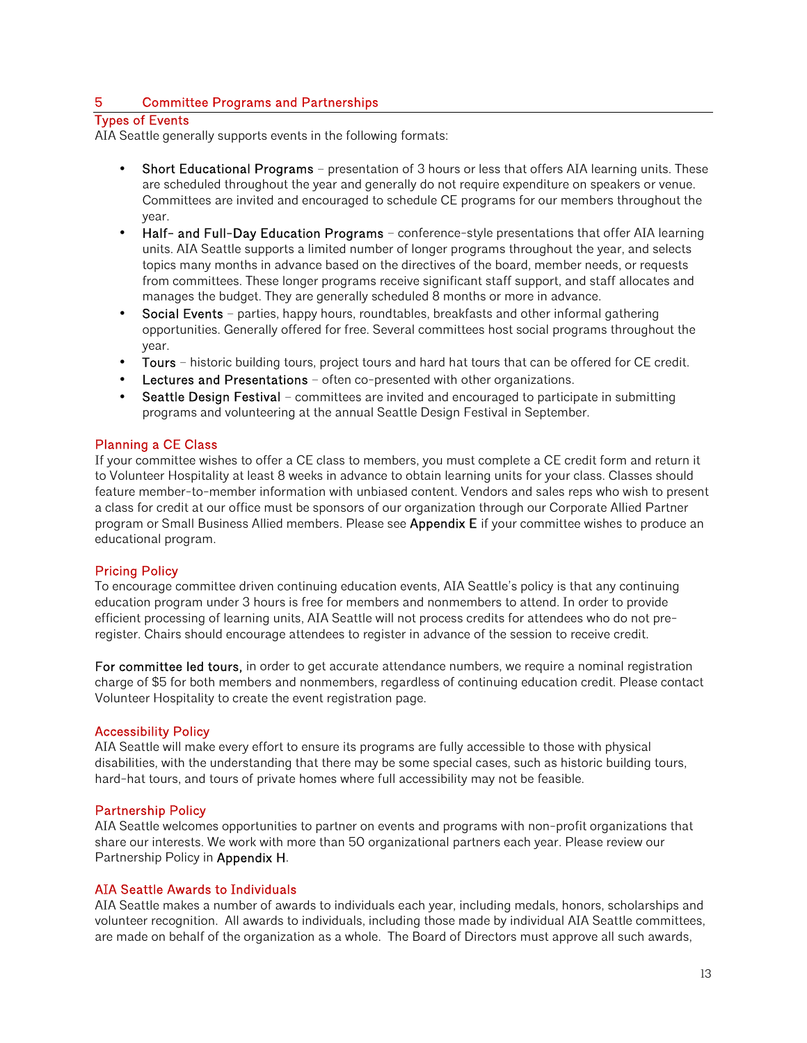## 5 Committee Programs and Partnerships

### Types of Events

AIA Seattle generally supports events in the following formats:

- **Short Educational Programs** – presentation of 3 hours or less that offers AIA learning units. These are scheduled throughout the year and generally do not require expenditure on speakers or venue. Committees are invited and encouraged to schedule CE programs for our members throughout the year.
- **Half- and Full-Day Education Programs** – conference-style presentations that offer AIA learning units. AIA Seattle supports a limited number of longer programs throughout the year, and selects topics many months in advance based on the directives of the board, member needs, or requests from committees. These longer programs receive significant staff support, and staff allocates and manages the budget. They are generally scheduled 8 months or more in advance.
- **Social Events** – parties, happy hours, roundtables, breakfasts and other informal gathering opportunities. Generally offered for free. Several committees host social programs throughout the year.
- **Tours** – historic building tours, project tours and hard hat tours that can be offered for CE credit.
- **Lectures and Presentations** – often co-presented with other organizations.
- **Seattle Design Festival** – committees are invited and encouraged to participate in submitting programs and volunteering at the annual Seattle Design Festival in September.

### Planning a CE Class

If your committee wishes to offer a CE class to members, you must complete a CE credit form and return it to Volunteer Hospitality at least 8 weeks in advance to obtain learning units for your class. Classes should feature member-to-member information with unbiased content. Vendors and sales reps who wish to present a class for credit at our office must be sponsors of our organization through our Corporate Allied Partner program or Small Business Allied members. Please see **Appendix E** if your committee wishes to produce an educational program.

### Pricing Policy

To encourage committee driven continuing education events, AIA Seattle's policy is that any continuing education program under 3 hours is free for members and nonmembers to attend. In order to provide efficient processing of learning units, AIA Seattle will not process credits for attendees who do not pre-register. Chairs should encourage attendees to register in advance of the session to receive credit.

**For committee led tours,** in order to get accurate attendance numbers, we require a nominal registration charge of $5 for both members and nonmembers, regardless of continuing education credit. Please contact Volunteer Hospitality to create the event registration page.

### Accessibility Policy

AIA Seattle will make every effort to ensure its programs are fully accessible to those with physical disabilities, with the understanding that there may be some special cases, such as historic building tours, hard-hat tours, and tours of private homes where full accessibility may not be feasible.

### Partnership Policy

AIA Seattle welcomes opportunities to partner on events and programs with non-profit organizations that share our interests. We work with more than 50 organizational partners each year. Please review our Partnership Policy in **Appendix H**.

### AIA Seattle Awards to Individuals

AIA Seattle makes a number of awards to individuals each year, including medals, honors, scholarships and volunteer recognition. All awards to individuals, including those made by individual AIA Seattle committees, are made on behalf of the organization as a whole. The Board of Directors must approve all such awards,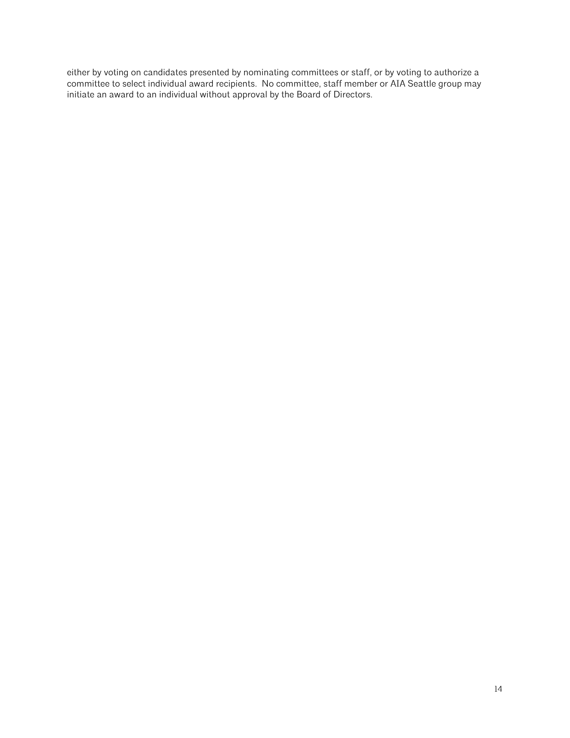either by voting on candidates presented by nominating committees or staff, or by voting to authorize a committee to select individual award recipients. No committee, staff member or AIA Seattle group may initiate an award to an individual without approval by the Board of Directors.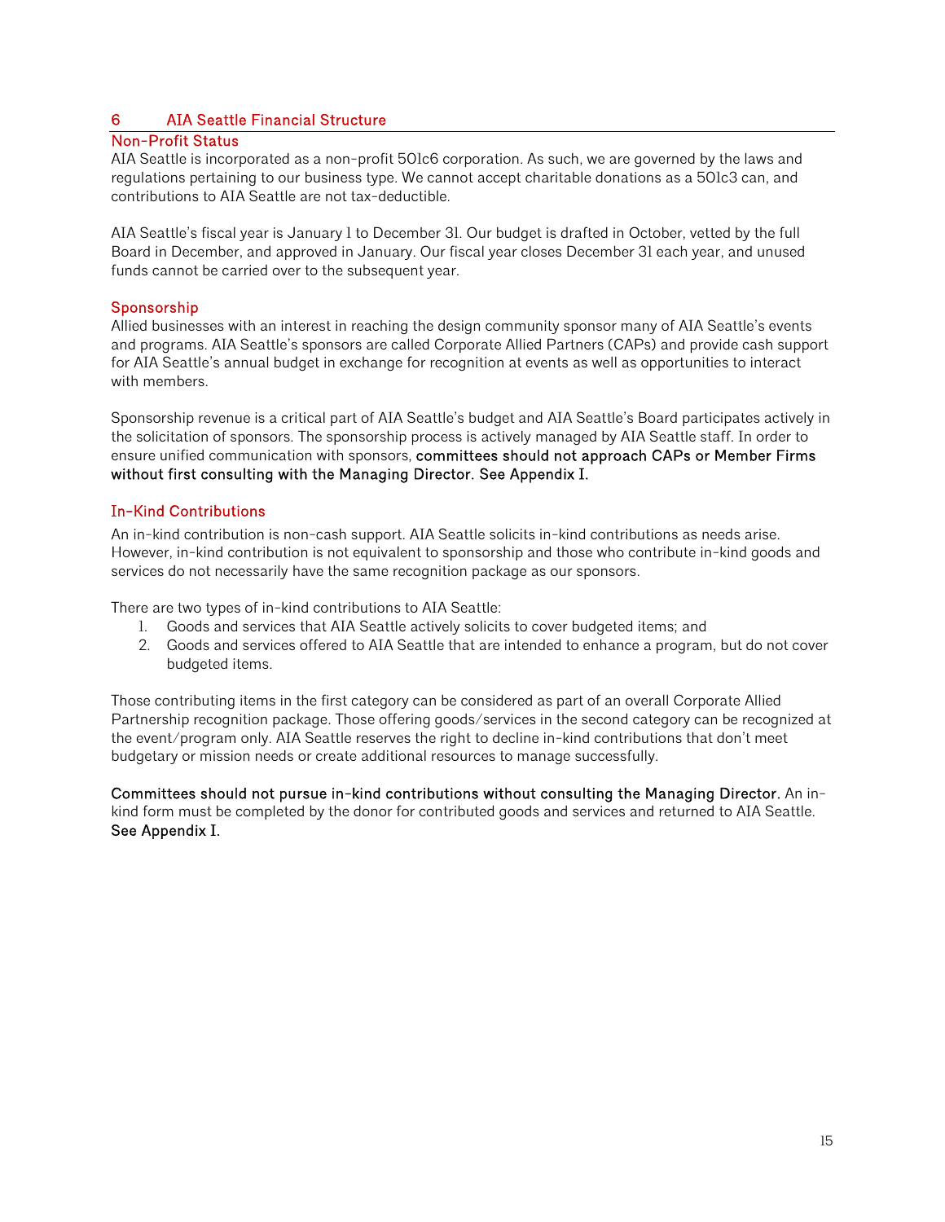## 6 AIA Seattle Financial Structure

### Non-Profit Status

AIA Seattle is incorporated as a non-profit 501c6 corporation. As such, we are governed by the laws and regulations pertaining to our business type. We cannot accept charitable donations as a 501c3 can, and contributions to AIA Seattle are not tax-deductible.

AIA Seattle's fiscal year is January 1 to December 31. Our budget is drafted in October, vetted by the full Board in December, and approved in January. Our fiscal year closes December 31 each year, and unused funds cannot be carried over to the subsequent year.

### Sponsorship

Allied businesses with an interest in reaching the design community sponsor many of AIA Seattle's events and programs. AIA Seattle's sponsors are called Corporate Allied Partners (CAPs) and provide cash support for AIA Seattle's annual budget in exchange for recognition at events as well as opportunities to interact with members.

Sponsorship revenue is a critical part of AIA Seattle's budget and AIA Seattle's Board participates actively in the solicitation of sponsors. The sponsorship process is actively managed by AIA Seattle staff. In order to ensure unified communication with sponsors, **committees should not approach CAPs or Member Firms without first consulting with the Managing Director. See Appendix I.**

### In-Kind Contributions

An in-kind contribution is non-cash support. AIA Seattle solicits in-kind contributions as needs arise. However, in-kind contribution is not equivalent to sponsorship and those who contribute in-kind goods and services do not necessarily have the same recognition package as our sponsors.

There are two types of in-kind contributions to AIA Seattle:

1. Goods and services that AIA Seattle actively solicits to cover budgeted items; and
2. Goods and services offered to AIA Seattle that are intended to enhance a program, but do not cover budgeted items.

Those contributing items in the first category can be considered as part of an overall Corporate Allied Partnership recognition package. Those offering goods/services in the second category can be recognized at the event/program only. AIA Seattle reserves the right to decline in-kind contributions that don't meet budgetary or mission needs or create additional resources to manage successfully.

**Committees should not pursue in-kind contributions without consulting the Managing Director.** An in-kind form must be completed by the donor for contributed goods and services and returned to AIA Seattle. **See Appendix I.**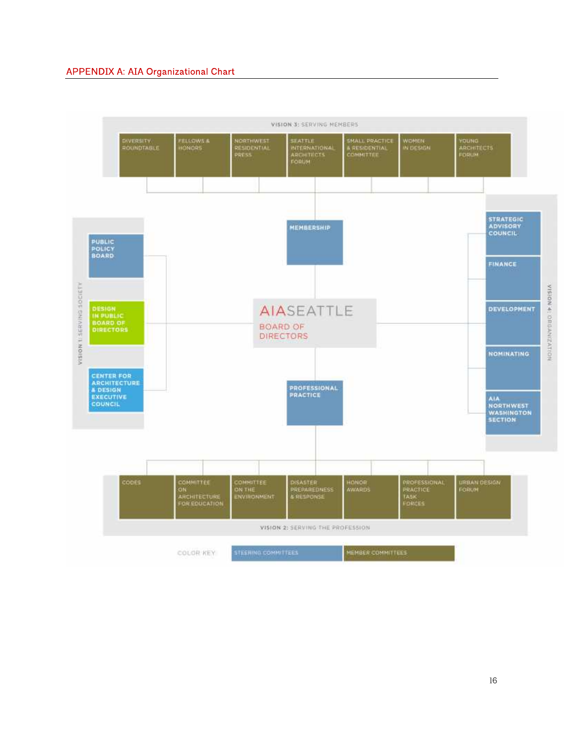## APPENDIX A: AIA Organizational Chart

**AIA SEATTLE BOARD OF DIRECTORS**

**VISION 3: SERVING MEMBERS**

- MEMBERSHIP
  - DIVERSITY ROUNDTABLE
  - FELLOWS & HONORS
  - NORTHWEST RESIDENTIAL PRESS
  - SEATTLE INTERNATIONAL ARCHITECTS FORUM
  - SMALL PRACTICE & RESIDENTIAL COMMITTEE
  - WOMEN IN DESIGN
  - YOUNG ARCHITECTS FORUM

**VISION 1: SERVING SOCIETY**

- PUBLIC POLICY BOARD
- DESIGN IN PUBLIC BOARD OF DIRECTORS
- CENTER FOR ARCHITECTURE & DESIGN EXECUTIVE COUNCIL

**VISION 4: ORGANIZATION**

- STRATEGIC ADVISORY COUNCIL
- FINANCE
- DEVELOPMENT
- NOMINATING
- AIA NORTHWEST WASHINGTON SECTION

**VISION 2: SERVING THE PROFESSION**

- PROFESSIONAL PRACTICE
  - CODES
  - COMMITTEE ON ARCHITECTURE FOR EDUCATION
  - COMMITTEE ON THE ENVIRONMENT
  - DISASTER PREPAREDNESS & RESPONSE
  - HONOR AWARDS
  - PROFESSIONAL PRACTICE TASK FORCES
  - URBAN DESIGN FORUM

COLOR KEY: STEERING COMMITTEES | MEMBER COMMITTEES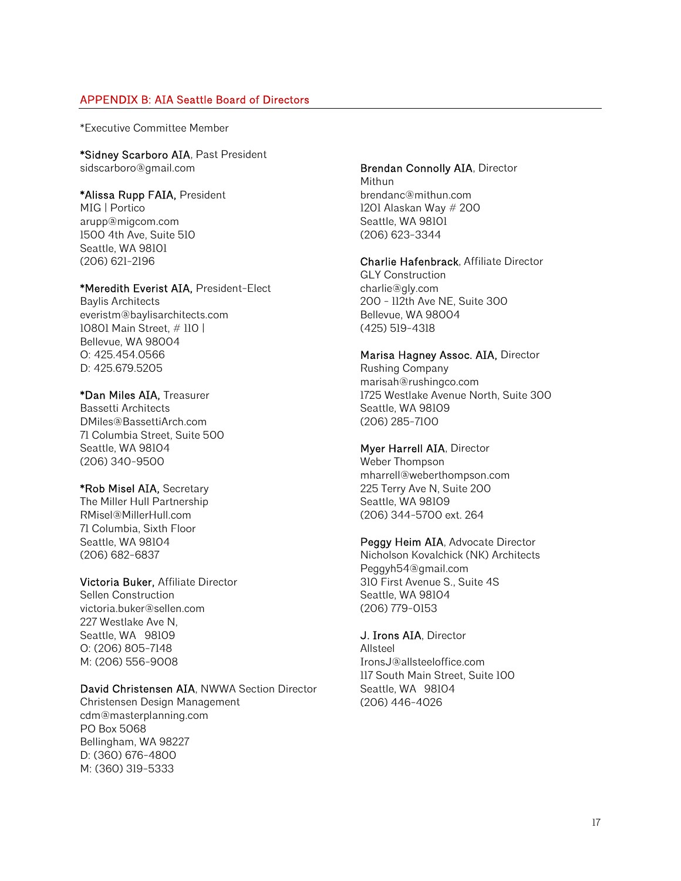## APPENDIX B: AIA Seattle Board of Directors

*Executive Committee Member

***Sidney Scarboro AIA**, Past President
sidscarboro@gmail.com

***Alissa Rupp FAIA,** President
MIG | Portico
arupp@migcom.com
1500 4th Ave, Suite 510
Seattle, WA 98101
(206) 621-2196

***Meredith Everist AIA,** President-Elect
Baylis Architects
everistm@baylisarchitects.com
10801 Main Street, # 110 |
Bellevue, WA 98004
O: 425.454.0566
D: 425.679.5205

***Dan Miles AIA,** Treasurer
Bassetti Architects
DMiles@BassettiArch.com
71 Columbia Street, Suite 500
Seattle, WA 98104
(206) 340-9500

***Rob Misel AIA,** Secretary
The Miller Hull Partnership
RMisel@MillerHull.com
71 Columbia, Sixth Floor
Seattle, WA 98104
(206) 682-6837

**Victoria Buker,** Affiliate Director
Sellen Construction
victoria.buker@sellen.com
227 Westlake Ave N,
Seattle, WA 98109
O: (206) 805-7148
M: (206) 556-9008

**David Christensen AIA**, NWWA Section Director
Christensen Design Management
cdm@masterplanning.com
PO Box 5068
Bellingham, WA 98227
D: (360) 676-4800
M: (360) 319-5333

**Brendan Connolly AIA**, Director
Mithun
brendanc@mithun.com
1201 Alaskan Way # 200
Seattle, WA 98101
(206) 623-3344

**Charlie Hafenbrack**, Affiliate Director
GLY Construction
charlie@gly.com
200 - 112th Ave NE, Suite 300
Bellevue, WA 98004
(425) 519-4318

**Marisa Hagney Assoc. AIA,** Director
Rushing Company
marisah@rushingco.com
1725 Westlake Avenue North, Suite 300
Seattle, WA 98109
(206) 285-7100

**Myer Harrell AIA**, Director
Weber Thompson
mharrell@weberthompson.com
225 Terry Ave N, Suite 200
Seattle, WA 98109
(206) 344-5700 ext. 264

**Peggy Heim AIA**, Advocate Director
Nicholson Kovalchick (NK) Architects
Peggyh54@gmail.com
310 First Avenue S., Suite 4S
Seattle, WA 98104
(206) 779-0153

**J. Irons AIA**, Director
Allsteel
IronsJ@allsteeloffice.com
117 South Main Street, Suite 100
Seattle, WA 98104
(206) 446-4026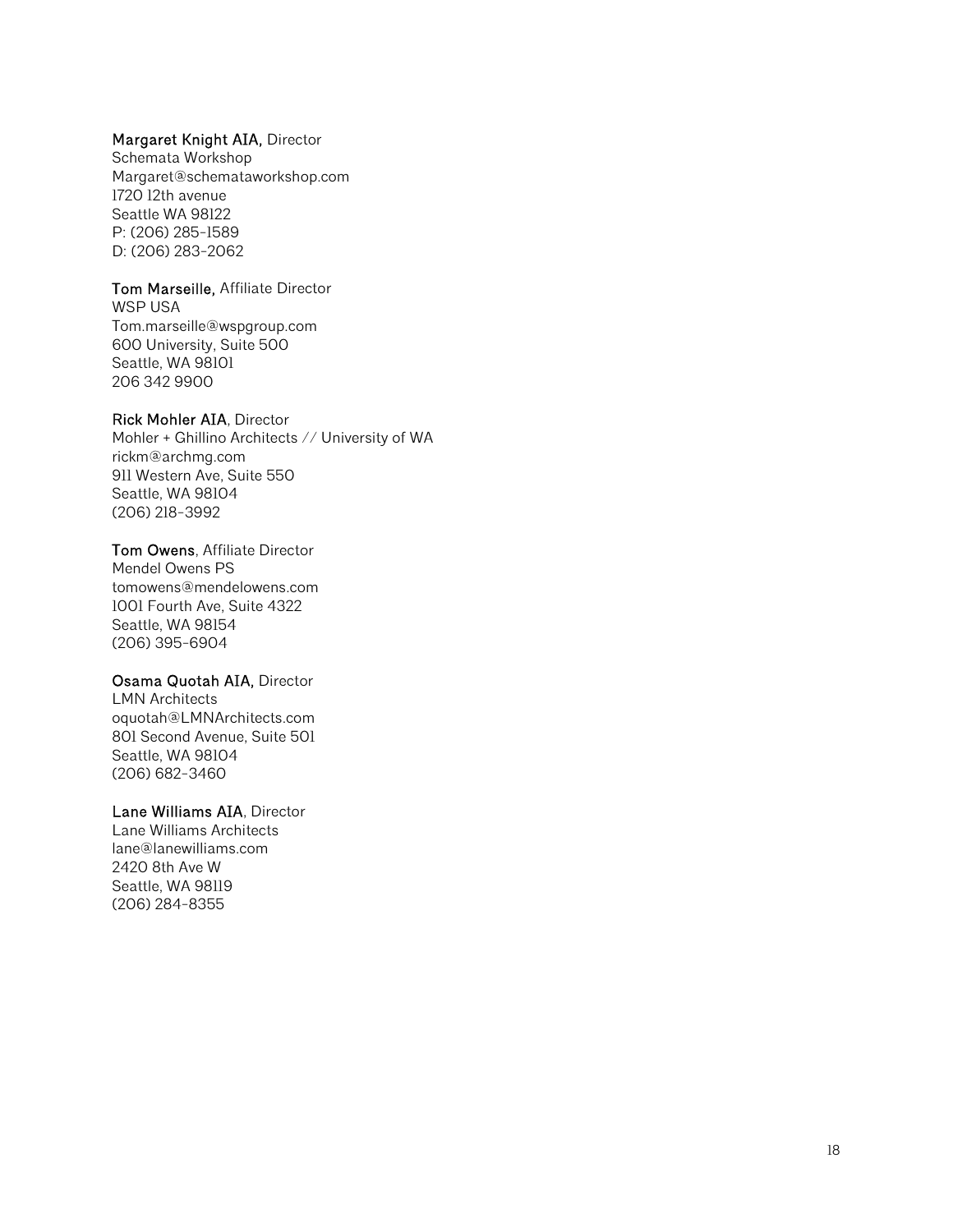**Margaret Knight AIA,** Director
Schemata Workshop
Margaret@schemataworkshop.com
1720 12th avenue
Seattle WA 98122
P: (206) 285-1589
D: (206) 283-2062

**Tom Marseille,** Affiliate Director
WSP USA
Tom.marseille@wspgroup.com
600 University, Suite 500
Seattle, WA 98101
206 342 9900

**Rick Mohler AIA**, Director
Mohler + Ghillino Architects // University of WA
rickm@archmg.com
911 Western Ave, Suite 550
Seattle, WA 98104
(206) 218-3992

**Tom Owens**, Affiliate Director
Mendel Owens PS
tomowens@mendelowens.com
1001 Fourth Ave, Suite 4322
Seattle, WA 98154
(206) 395-6904

**Osama Quotah AIA,** Director
LMN Architects
oquotah@LMNArchitects.com
801 Second Avenue, Suite 501
Seattle, WA 98104
(206) 682-3460

**Lane Williams AIA**, Director
Lane Williams Architects
lane@lanewilliams.com
2420 8th Ave W
Seattle, WA 98119
(206) 284-8355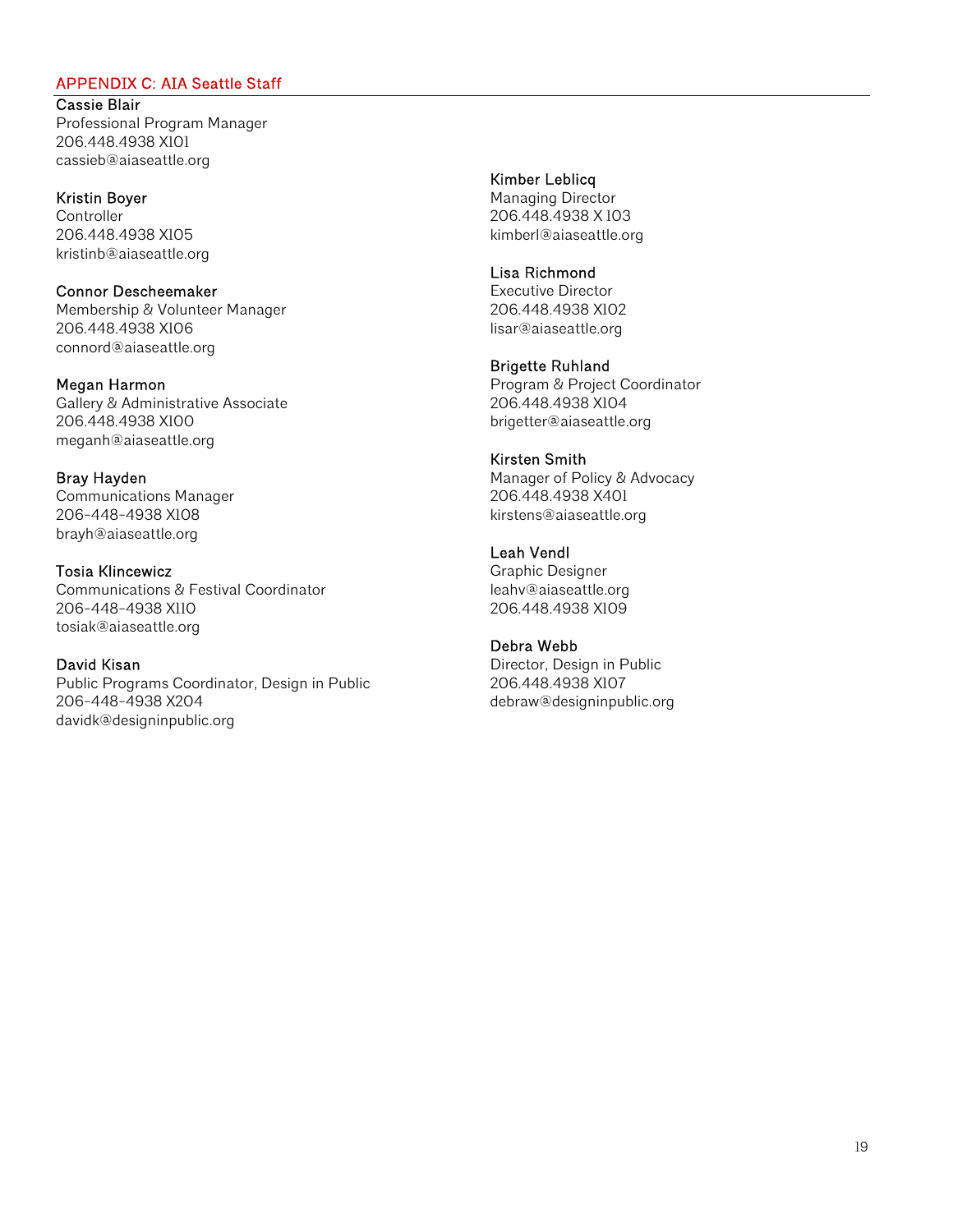## APPENDIX C: AIA Seattle Staff

**Cassie Blair**
Professional Program Manager
206.448.4938 X101
cassieb@aiaseattle.org

**Kristin Boyer**
Controller
206.448.4938 X105
kristinb@aiaseattle.org

**Connor Descheemaker**
Membership & Volunteer Manager
206.448.4938 X106
connord@aiaseattle.org

**Megan Harmon**
Gallery & Administrative Associate
206.448.4938 X100
meganh@aiaseattle.org

**Bray Hayden**
Communications Manager
206-448-4938 X108
brayh@aiaseattle.org

**Tosia Klincewicz**
Communications & Festival Coordinator
206-448-4938 X110
tosiak@aiaseattle.org

**David Kisan**
Public Programs Coordinator, Design in Public
206-448-4938 X204
davidk@designinpublic.org

**Kimber Leblicq**
Managing Director
206.448.4938 X 103
kimberl@aiaseattle.org

**Lisa Richmond**
Executive Director
206.448.4938 X102
lisar@aiaseattle.org

**Brigette Ruhland**
Program & Project Coordinator
206.448.4938 X104
brigetter@aiaseattle.org

**Kirsten Smith**
Manager of Policy & Advocacy
206.448.4938 X401
kirstens@aiaseattle.org

**Leah Vendl**
Graphic Designer
leahv@aiaseattle.org
206.448.4938 X109

**Debra Webb**
Director, Design in Public
206.448.4938 X107
debraw@designinpublic.org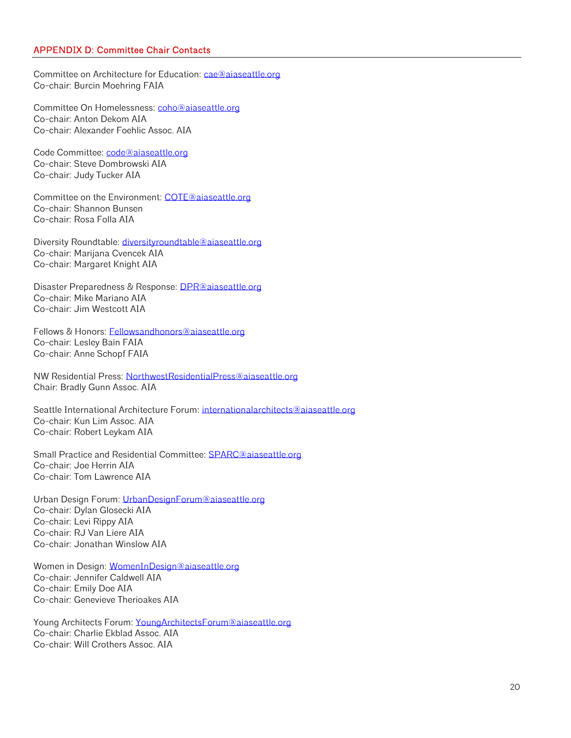## APPENDIX D: Committee Chair Contacts

Committee on Architecture for Education: cae@aiaseattle.org
Co-chair: Burcin Moehring FAIA

Committee On Homelessness: coho@aiaseattle.org
Co-chair: Anton Dekom AIA
Co-chair: Alexander Foehlic Assoc. AIA

Code Committee: code@aiaseattle.org
Co-chair: Steve Dombrowski AIA
Co-chair: Judy Tucker AIA

Committee on the Environment: COTE@aiaseattle.org
Co-chair: Shannon Bunsen
Co-chair: Rosa Folla AIA

Diversity Roundtable: diversityroundtable@aiaseattle.org
Co-chair: Marijana Cvencek AIA
Co-chair: Margaret Knight AIA

Disaster Preparedness & Response: DPR@aiaseattle.org
Co-chair: Mike Mariano AIA
Co-chair: Jim Westcott AIA

Fellows & Honors: Fellowsandhonors@aiaseattle.org
Co-chair: Lesley Bain FAIA
Co-chair: Anne Schopf FAIA

NW Residential Press: NorthwestResidentialPress@aiaseattle.org
Chair: Bradly Gunn Assoc. AIA

Seattle International Architecture Forum: internationalarchitects@aiaseattle.org
Co-chair: Kun Lim Assoc. AIA
Co-chair: Robert Leykam AIA

Small Practice and Residential Committee: SPARC@aiaseattle.org
Co-chair: Joe Herrin AIA
Co-chair: Tom Lawrence AIA

Urban Design Forum: UrbanDesignForum@aiaseattle.org
Co-chair: Dylan Glosecki AIA
Co-chair: Levi Rippy AIA
Co-chair: RJ Van Liere AIA
Co-chair: Jonathan Winslow AIA

Women in Design: WomenInDesign@aiaseattle.org
Co-chair: Jennifer Caldwell AIA
Co-chair: Emily Doe AIA
Co-chair: Genevieve Therioakes AIA

Young Architects Forum: YoungArchitectsForum@aiaseattle.org
Co-chair: Charlie Ekblad Assoc. AIA
Co-chair: Will Crothers Assoc. AIA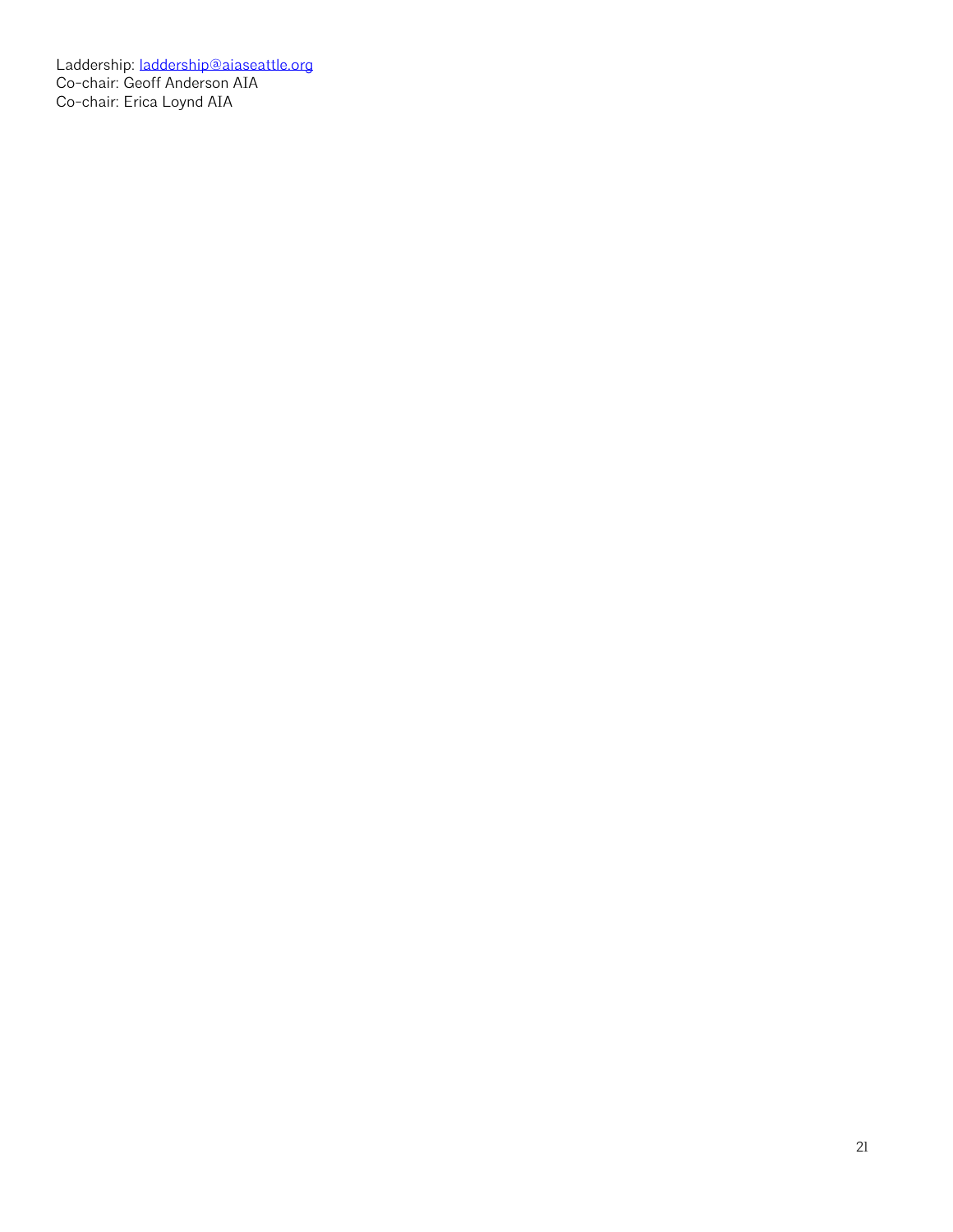Laddership: [laddership@aiaseattle.org](mailto:laddership@aiaseattle.org)
Co-chair: Geoff Anderson AIA
Co-chair: Erica Loynd AIA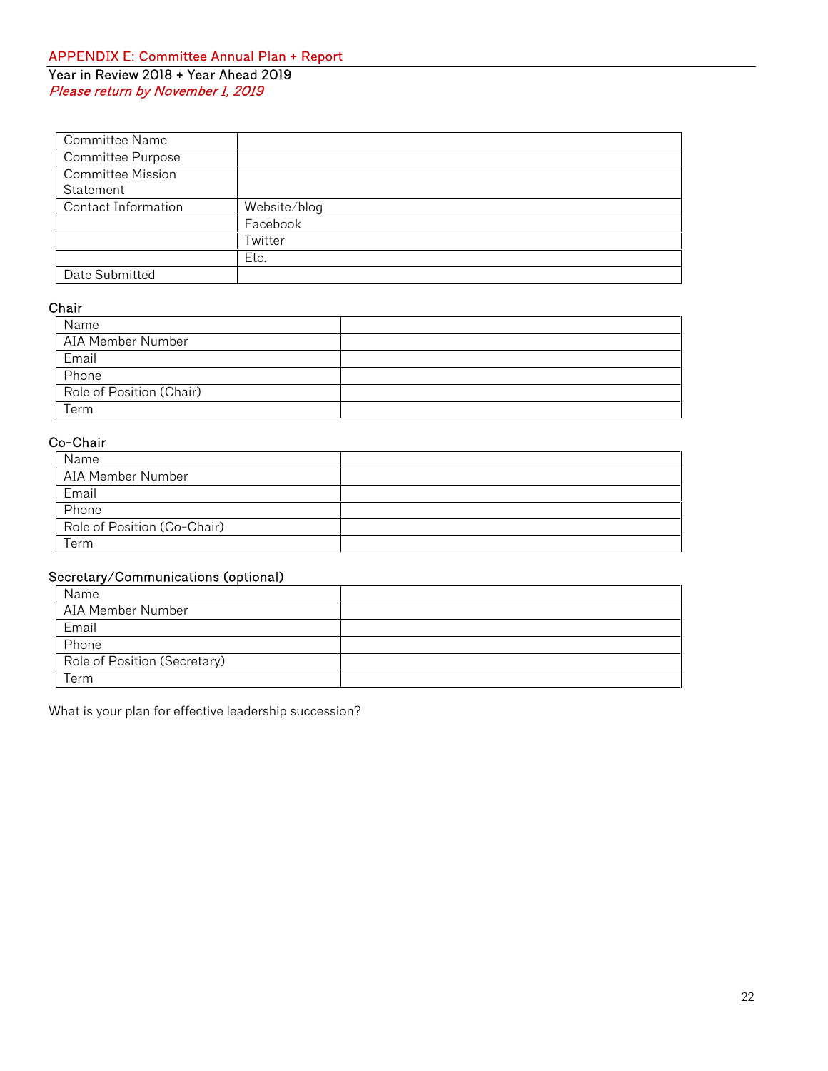## APPENDIX E: Committee Annual Plan + Report

**Year in Review 2018 + Year Ahead 2019**

*Please return by November 1, 2019*

| | |
|---|---|
| Committee Name | |
| Committee Purpose | |
| Committee Mission Statement | |
| Contact Information | Website/blog |
| | Facebook |
| | Twitter |
| | Etc. |
| Date Submitted | |

### Chair

| | |
|---|---|
| Name | |
| AIA Member Number | |
| Email | |
| Phone | |
| Role of Position (Chair) | |
| Term | |

### Co-Chair

| | |
|---|---|
| Name | |
| AIA Member Number | |
| Email | |
| Phone | |
| Role of Position (Co-Chair) | |
| Term | |

### Secretary/Communications (optional)

| | |
|---|---|
| Name | |
| AIA Member Number | |
| Email | |
| Phone | |
| Role of Position (Secretary) | |
| Term | |

What is your plan for effective leadership succession?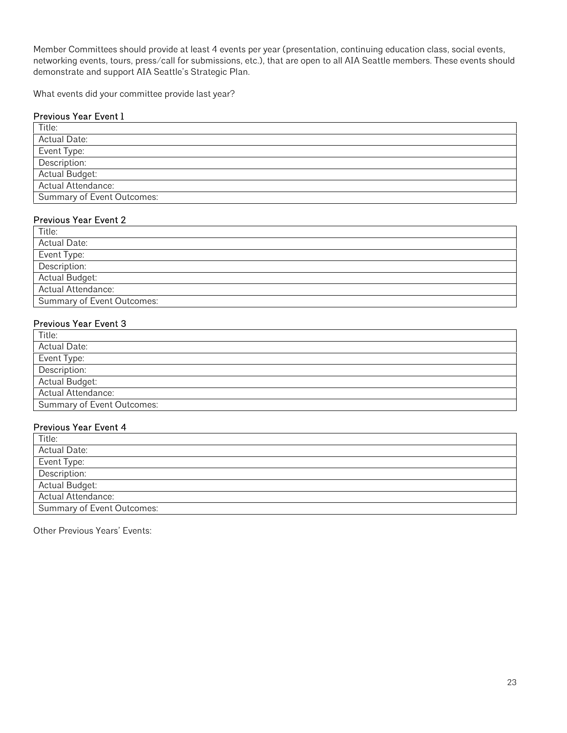Member Committees should provide at least 4 events per year (presentation, continuing education class, social events, networking events, tours, press/call for submissions, etc.), that are open to all AIA Seattle members. These events should demonstrate and support AIA Seattle's Strategic Plan.

What events did your committee provide last year?

### Previous Year Event 1

| Title: |
| --- |
| Actual Date: |
| Event Type: |
| Description: |
| Actual Budget: |
| Actual Attendance: |
| Summary of Event Outcomes: |

### Previous Year Event 2

| Title: |
| --- |
| Actual Date: |
| Event Type: |
| Description: |
| Actual Budget: |
| Actual Attendance: |
| Summary of Event Outcomes: |

### Previous Year Event 3

| Title: |
| --- |
| Actual Date: |
| Event Type: |
| Description: |
| Actual Budget: |
| Actual Attendance: |
| Summary of Event Outcomes: |

### Previous Year Event 4

| Title: |
| --- |
| Actual Date: |
| Event Type: |
| Description: |
| Actual Budget: |
| Actual Attendance: |
| Summary of Event Outcomes: |

Other Previous Years' Events: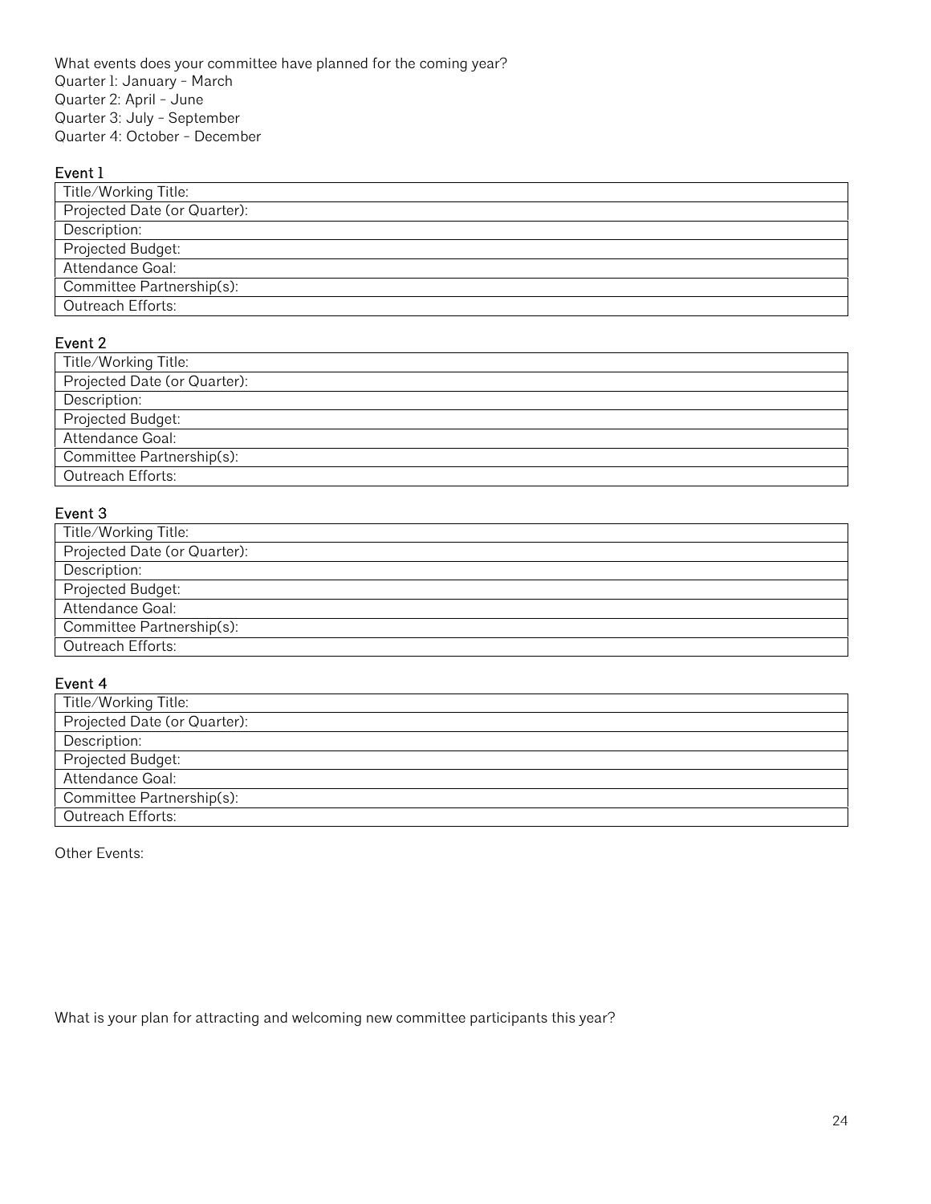What events does your committee have planned for the coming year?
Quarter 1: January – March
Quarter 2: April – June
Quarter 3: July – September
Quarter 4: October – December

### Event 1

| Title/Working Title: |
| --- |
| Projected Date (or Quarter): |
| Description: |
| Projected Budget: |
| Attendance Goal: |
| Committee Partnership(s): |
| Outreach Efforts: |

### Event 2

| Title/Working Title: |
| --- |
| Projected Date (or Quarter): |
| Description: |
| Projected Budget: |
| Attendance Goal: |
| Committee Partnership(s): |
| Outreach Efforts: |

### Event 3

| Title/Working Title: |
| --- |
| Projected Date (or Quarter): |
| Description: |
| Projected Budget: |
| Attendance Goal: |
| Committee Partnership(s): |
| Outreach Efforts: |

### Event 4

| Title/Working Title: |
| --- |
| Projected Date (or Quarter): |
| Description: |
| Projected Budget: |
| Attendance Goal: |
| Committee Partnership(s): |
| Outreach Efforts: |

Other Events:

What is your plan for attracting and welcoming new committee participants this year?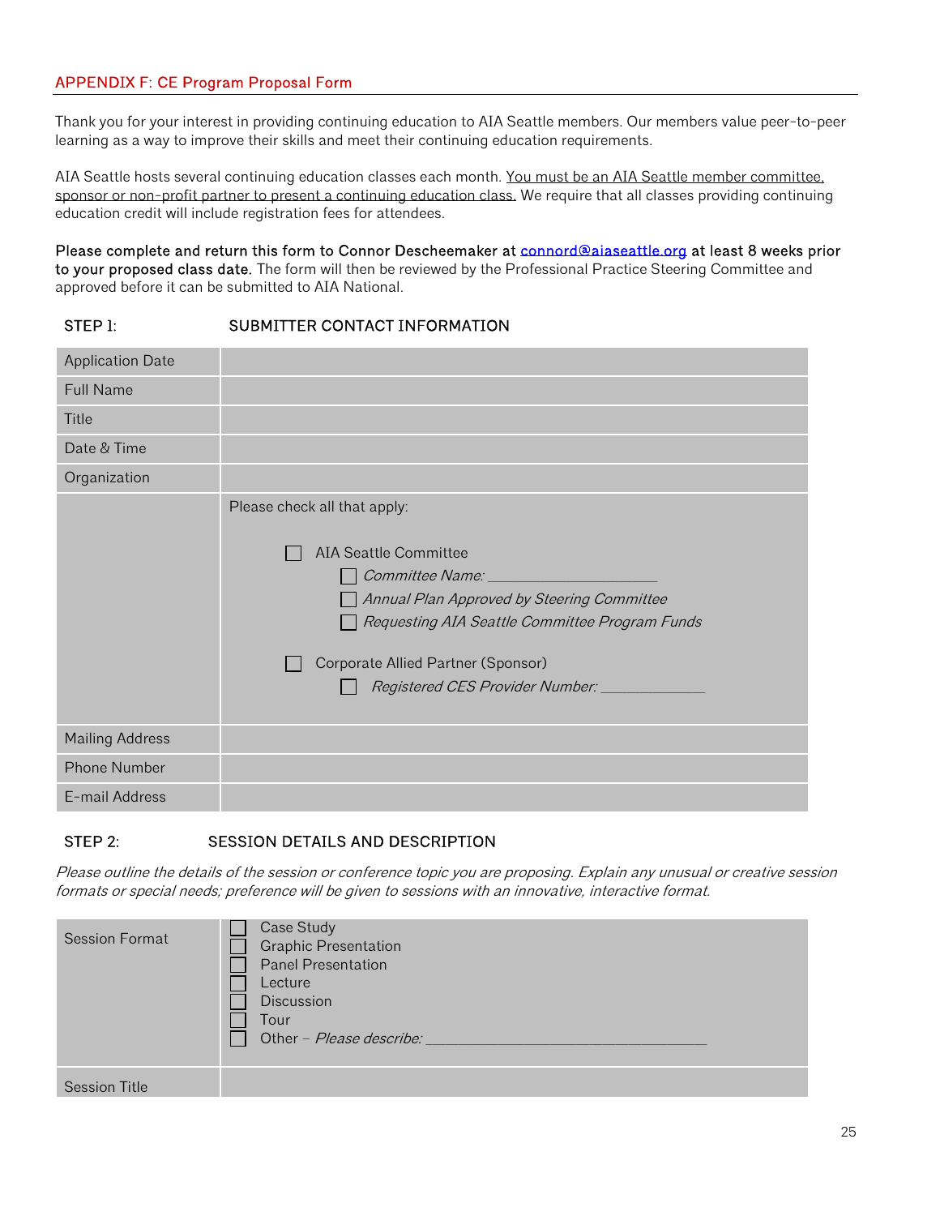## APPENDIX F: CE Program Proposal Form

Thank you for your interest in providing continuing education to AIA Seattle members. Our members value peer-to-peer learning as a way to improve their skills and meet their continuing education requirements.

AIA Seattle hosts several continuing education classes each month. <u>You must be an AIA Seattle member committee, sponsor or non-profit partner to present a continuing education class.</u> We require that all classes providing continuing education credit will include registration fees for attendees.

**Please complete and return this form to Connor Descheemaker at connord@aiaseattle.org at least 8 weeks prior to your proposed class date.** The form will then be reviewed by the Professional Practice Steering Committee and approved before it can be submitted to AIA National.

### STEP 1: SUBMITTER CONTACT INFORMATION

| | |
|---|---|
| Application Date | |
| Full Name | |
| Title | |
| Date & Time | |
| Organization | |
| | Please check all that apply:<br><br>☐ AIA Seattle Committee<br>☐ *Committee Name:* ____________________<br>☐ *Annual Plan Approved by Steering Committee*<br>☐ *Requesting AIA Seattle Committee Program Funds*<br><br>☐ Corporate Allied Partner (Sponsor)<br>☐ *Registered CES Provider Number:* _____________ |
| Mailing Address | |
| Phone Number | |
| E-mail Address | |

### STEP 2: SESSION DETAILS AND DESCRIPTION

*Please outline the details of the session or conference topic you are proposing. Explain any unusual or creative session formats or special needs; preference will be given to sessions with an innovative, interactive format.*

| | |
|---|---|
| Session Format | ☐ Case Study<br>☐ Graphic Presentation<br>☐ Panel Presentation<br>☐ Lecture<br>☐ Discussion<br>☐ Tour<br>☐ Other – *Please describe:* ________________________________ |
| Session Title | |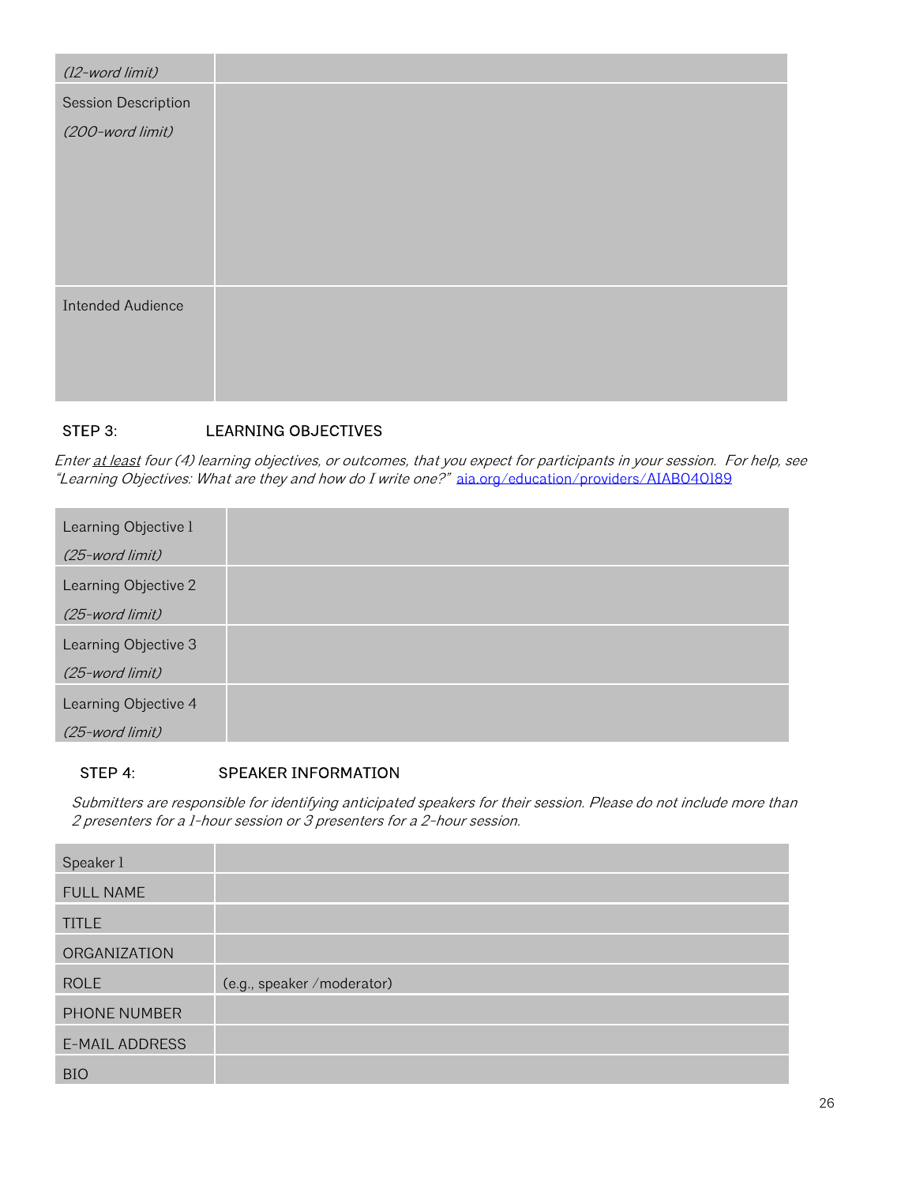| (12-word limit) | |
|---|---|
| Session Description<br>(200-word limit) | |
| Intended Audience | |

**STEP 3: LEARNING OBJECTIVES**

*Enter <u>at least</u> four (4) learning objectives, or outcomes, that you expect for participants in your session. For help, see "Learning Objectives: What are they and how do I write one?"* [aia.org/education/providers/AIAB040189](aia.org/education/providers/AIAB040189)

| Learning Objective 1<br>*(25-word limit)* | |
|---|---|
| Learning Objective 2<br>*(25-word limit)* | |
| Learning Objective 3<br>*(25-word limit)* | |
| Learning Objective 4<br>*(25-word limit)* | |

**STEP 4: SPEAKER INFORMATION**

*Submitters are responsible for identifying anticipated speakers for their session. Please do not include more than 2 presenters for a 1-hour session or 3 presenters for a 2-hour session.*

| Speaker 1 | |
|---|---|
| FULL NAME | |
| TITLE | |
| ORGANIZATION | |
| ROLE | (e.g., speaker /moderator) |
| PHONE NUMBER | |
| E-MAIL ADDRESS | |
| BIO | |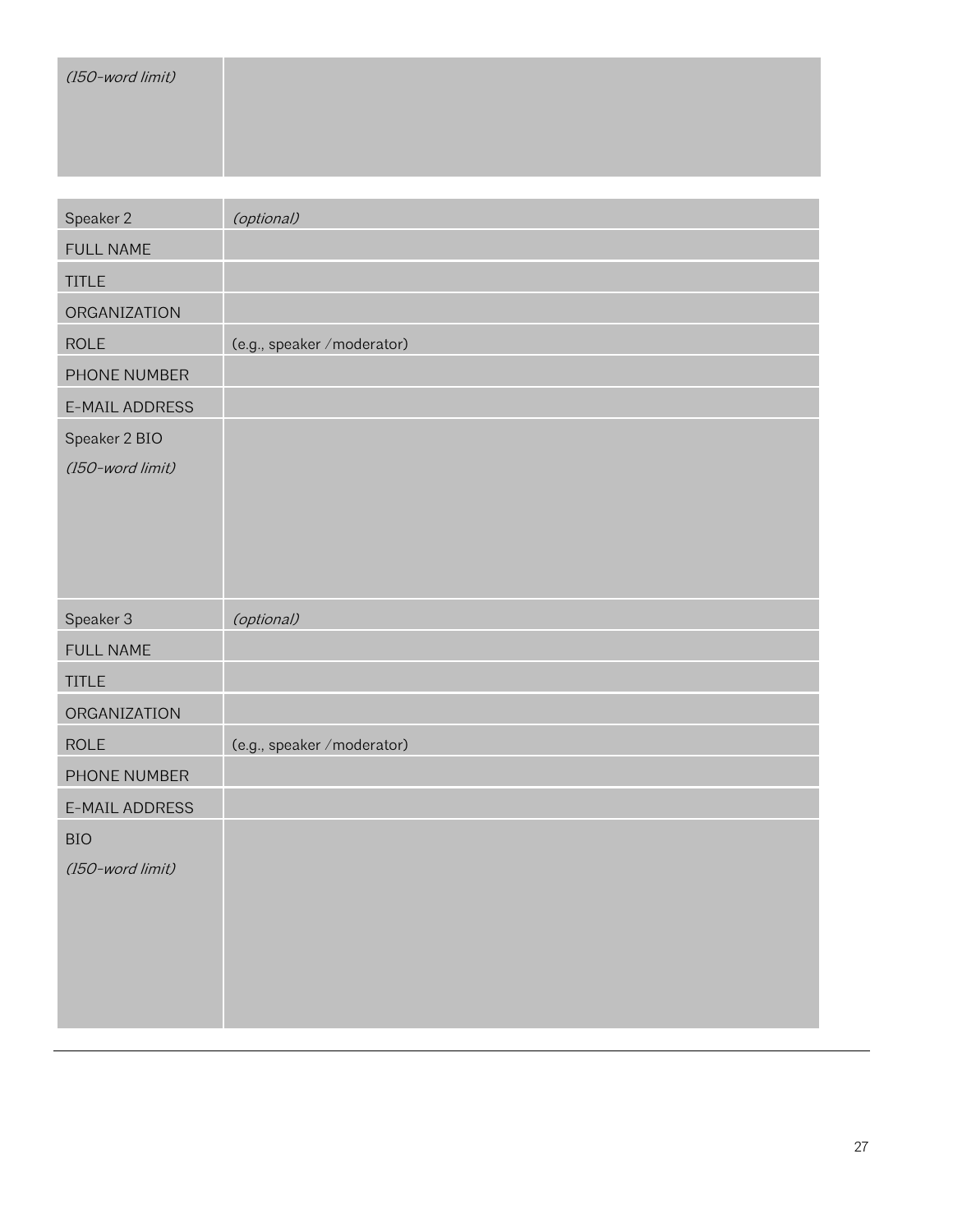| (150-word limit) | |
|---|---|

| Speaker 2 | *(optional)* |
|---|---|
| FULL NAME | |
| TITLE | |
| ORGANIZATION | |
| ROLE | (e.g., speaker /moderator) |
| PHONE NUMBER | |
| E-MAIL ADDRESS | |
| Speaker 2 BIO *(150-word limit)* | |
| Speaker 3 | *(optional)* |
| FULL NAME | |
| TITLE | |
| ORGANIZATION | |
| ROLE | (e.g., speaker /moderator) |
| PHONE NUMBER | |
| E-MAIL ADDRESS | |
| BIO *(150-word limit)* | |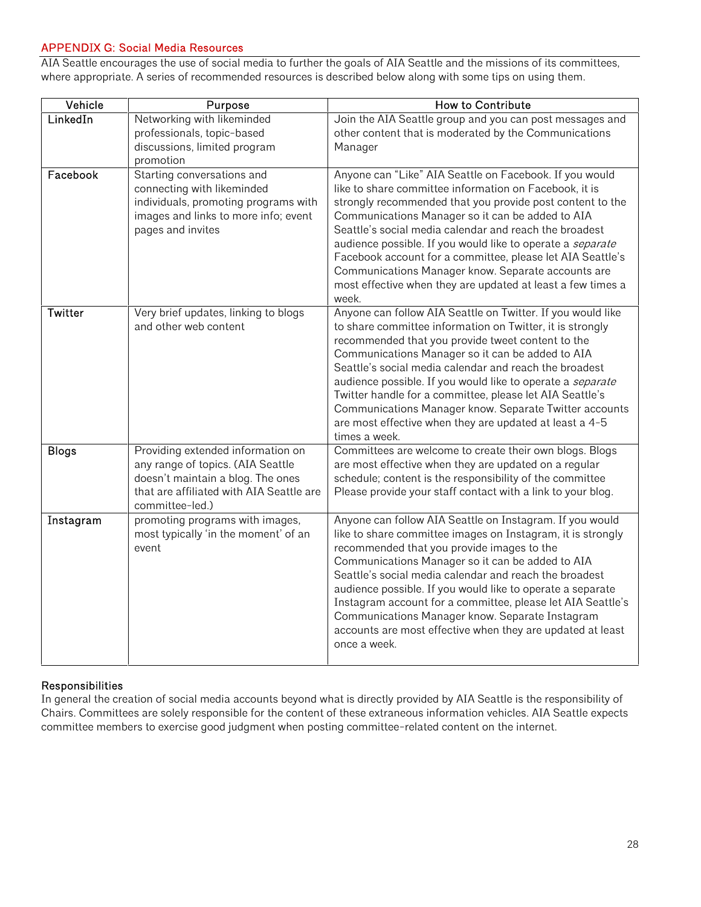## APPENDIX G: Social Media Resources

AIA Seattle encourages the use of social media to further the goals of AIA Seattle and the missions of its committees, where appropriate. A series of recommended resources is described below along with some tips on using them.

| Vehicle | Purpose | How to Contribute |
|---|---|---|
| LinkedIn | Networking with likeminded professionals, topic-based discussions, limited program promotion | Join the AIA Seattle group and you can post messages and other content that is moderated by the Communications Manager |
| Facebook | Starting conversations and connecting with likeminded individuals, promoting programs with images and links to more info; event pages and invites | Anyone can "Like" AIA Seattle on Facebook. If you would like to share committee information on Facebook, it is strongly recommended that you provide post content to the Communications Manager so it can be added to AIA Seattle's social media calendar and reach the broadest audience possible. If you would like to operate a *separate* Facebook account for a committee, please let AIA Seattle's Communications Manager know. Separate accounts are most effective when they are updated at least a few times a week. |
| Twitter | Very brief updates, linking to blogs and other web content | Anyone can follow AIA Seattle on Twitter. If you would like to share committee information on Twitter, it is strongly recommended that you provide tweet content to the Communications Manager so it can be added to AIA Seattle's social media calendar and reach the broadest audience possible. If you would like to operate a *separate* Twitter handle for a committee, please let AIA Seattle's Communications Manager know. Separate Twitter accounts are most effective when they are updated at least a 4-5 times a week. |
| Blogs | Providing extended information on any range of topics. (AIA Seattle doesn't maintain a blog. The ones that are affiliated with AIA Seattle are committee-led.) | Committees are welcome to create their own blogs. Blogs are most effective when they are updated on a regular schedule; content is the responsibility of the committee Please provide your staff contact with a link to your blog. |
| Instagram | promoting programs with images, most typically 'in the moment' of an event | Anyone can follow AIA Seattle on Instagram. If you would like to share committee images on Instagram, it is strongly recommended that you provide images to the Communications Manager so it can be added to AIA Seattle's social media calendar and reach the broadest audience possible. If you would like to operate a separate Instagram account for a committee, please let AIA Seattle's Communications Manager know. Separate Instagram accounts are most effective when they are updated at least once a week. |

### Responsibilities

In general the creation of social media accounts beyond what is directly provided by AIA Seattle is the responsibility of Chairs. Committees are solely responsible for the content of these extraneous information vehicles. AIA Seattle expects committee members to exercise good judgment when posting committee-related content on the internet.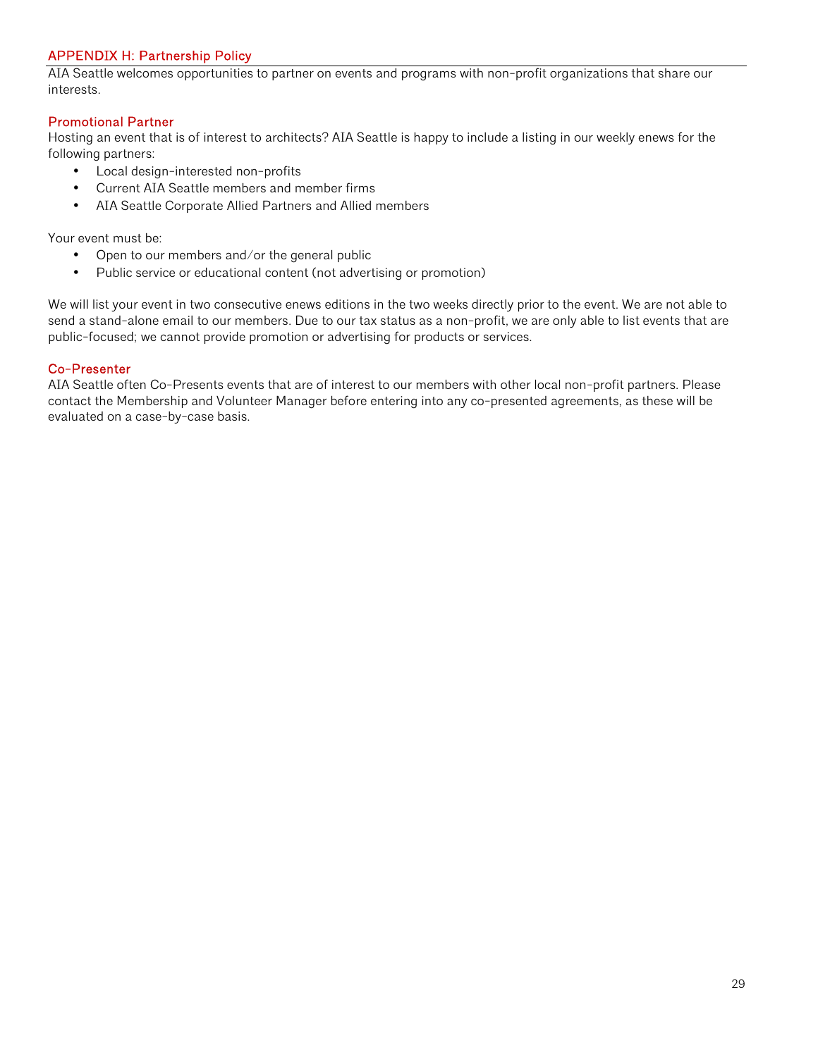## APPENDIX H: Partnership Policy

AIA Seattle welcomes opportunities to partner on events and programs with non-profit organizations that share our interests.

### Promotional Partner

Hosting an event that is of interest to architects? AIA Seattle is happy to include a listing in our weekly enews for the following partners:

- Local design-interested non-profits
- Current AIA Seattle members and member firms
- AIA Seattle Corporate Allied Partners and Allied members

Your event must be:

- Open to our members and/or the general public
- Public service or educational content (not advertising or promotion)

We will list your event in two consecutive enews editions in the two weeks directly prior to the event. We are not able to send a stand-alone email to our members. Due to our tax status as a non-profit, we are only able to list events that are public-focused; we cannot provide promotion or advertising for products or services.

### Co-Presenter

AIA Seattle often Co-Presents events that are of interest to our members with other local non-profit partners. Please contact the Membership and Volunteer Manager before entering into any co-presented agreements, as these will be evaluated on a case-by-case basis.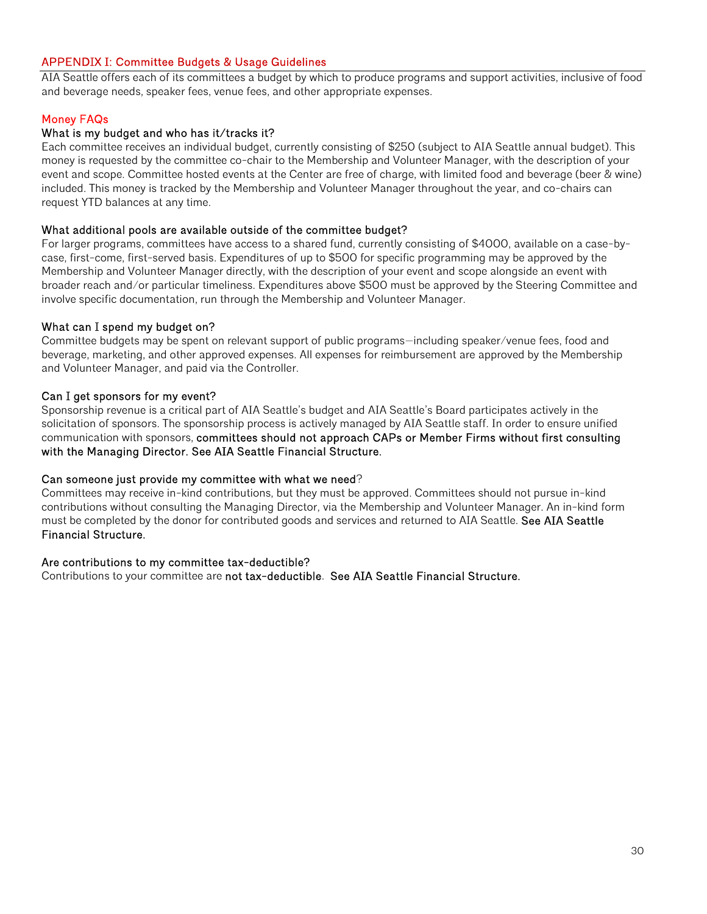## APPENDIX I: Committee Budgets & Usage Guidelines

AIA Seattle offers each of its committees a budget by which to produce programs and support activities, inclusive of food and beverage needs, speaker fees, venue fees, and other appropriate expenses.

### Money FAQs

**What is my budget and who has it/tracks it?**

Each committee receives an individual budget, currently consisting of $250 (subject to AIA Seattle annual budget). This money is requested by the committee co-chair to the Membership and Volunteer Manager, with the description of your event and scope. Committee hosted events at the Center are free of charge, with limited food and beverage (beer & wine) included. This money is tracked by the Membership and Volunteer Manager throughout the year, and co-chairs can request YTD balances at any time.

**What additional pools are available outside of the committee budget?**

For larger programs, committees have access to a shared fund, currently consisting of $4000, available on a case-by-case, first-come, first-served basis. Expenditures of up to $500 for specific programming may be approved by the Membership and Volunteer Manager directly, with the description of your event and scope alongside an event with broader reach and/or particular timeliness. Expenditures above $500 must be approved by the Steering Committee and involve specific documentation, run through the Membership and Volunteer Manager.

**What can I spend my budget on?**

Committee budgets may be spent on relevant support of public programs—including speaker/venue fees, food and beverage, marketing, and other approved expenses. All expenses for reimbursement are approved by the Membership and Volunteer Manager, and paid via the Controller.

**Can I get sponsors for my event?**

Sponsorship revenue is a critical part of AIA Seattle's budget and AIA Seattle's Board participates actively in the solicitation of sponsors. The sponsorship process is actively managed by AIA Seattle staff. In order to ensure unified communication with sponsors, **committees should not approach CAPs or Member Firms without first consulting with the Managing Director. See AIA Seattle Financial Structure.**

**Can someone just provide my committee with what we need?**

Committees may receive in-kind contributions, but they must be approved. Committees should not pursue in-kind contributions without consulting the Managing Director, via the Membership and Volunteer Manager. An in-kind form must be completed by the donor for contributed goods and services and returned to AIA Seattle. **See AIA Seattle Financial Structure.**

**Are contributions to my committee tax-deductible?**

Contributions to your committee are **not tax-deductible**. **See AIA Seattle Financial Structure.**